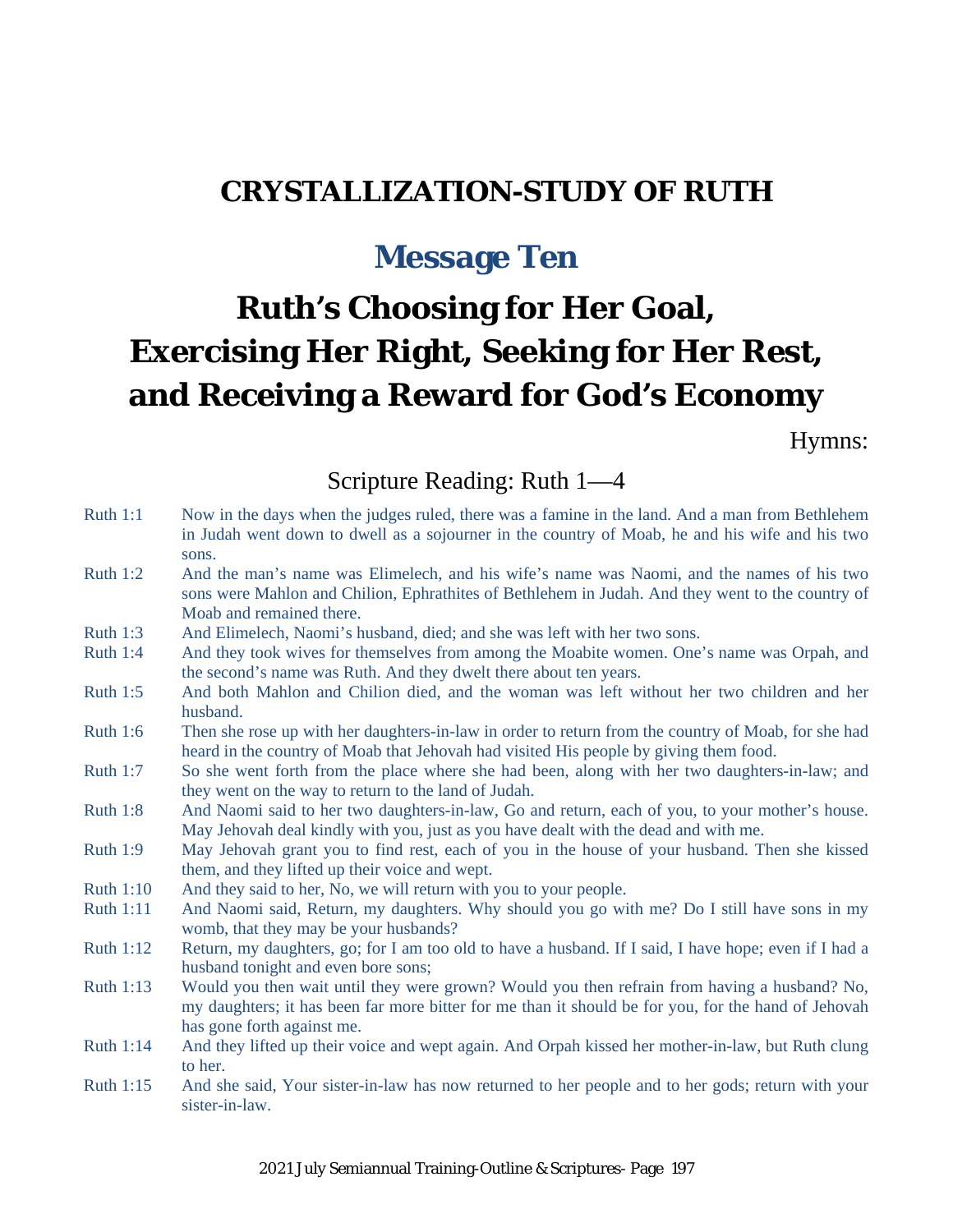# CRYSTALLIZATION-STUDY OF RUTH

## Message Ten

# Ruth's Choosing for Her Goal, Exercising Her Right, Seeking for Her Rest, and Receiving a Reward for God's Economy

Hymns:

### Scripture Reading: Ruth 1—4

| | |
|---|---|
| Ruth 1:1 | Now in the days when the judges ruled, there was a famine in the land. And a man from Bethlehem in Judah went down to dwell as a sojourner in the country of Moab, he and his wife and his two sons. |
| Ruth 1:2 | And the man's name was Elimelech, and his wife's name was Naomi, and the names of his two sons were Mahlon and Chilion, Ephrathites of Bethlehem in Judah. And they went to the country of Moab and remained there. |
| Ruth 1:3 | And Elimelech, Naomi's husband, died; and she was left with her two sons. |
| Ruth 1:4 | And they took wives for themselves from among the Moabite women. One's name was Orpah, and the second's name was Ruth. And they dwelt there about ten years. |
| Ruth 1:5 | And both Mahlon and Chilion died, and the woman was left without her two children and her husband. |
| Ruth 1:6 | Then she rose up with her daughters-in-law in order to return from the country of Moab, for she had heard in the country of Moab that Jehovah had visited His people by giving them food. |
| Ruth 1:7 | So she went forth from the place where she had been, along with her two daughters-in-law; and they went on the way to return to the land of Judah. |
| Ruth 1:8 | And Naomi said to her two daughters-in-law, Go and return, each of you, to your mother's house. May Jehovah deal kindly with you, just as you have dealt with the dead and with me. |
| Ruth 1:9 | May Jehovah grant you to find rest, each of you in the house of your husband. Then she kissed them, and they lifted up their voice and wept. |
| Ruth 1:10 | And they said to her, No, we will return with you to your people. |
| Ruth 1:11 | And Naomi said, Return, my daughters. Why should you go with me? Do I still have sons in my womb, that they may be your husbands? |
| Ruth 1:12 | Return, my daughters, go; for I am too old to have a husband. If I said, I have hope; even if I had a husband tonight and even bore sons; |
| Ruth 1:13 | Would you then wait until they were grown? Would you then refrain from having a husband? No, my daughters; it has been far more bitter for me than it should be for you, for the hand of Jehovah has gone forth against me. |
| Ruth 1:14 | And they lifted up their voice and wept again. And Orpah kissed her mother-in-law, but Ruth clung to her. |
| Ruth 1:15 | And she said, Your sister-in-law has now returned to her people and to her gods; return with your sister-in-law. |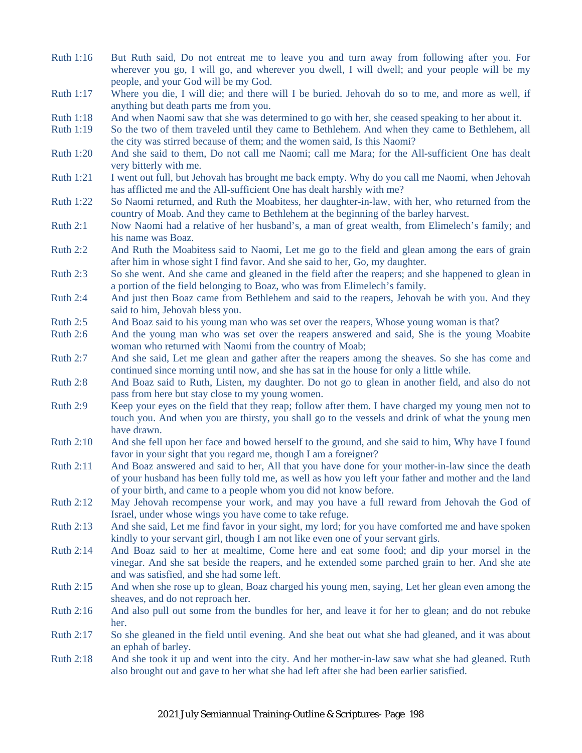Ruth 1:16 But Ruth said, Do not entreat me to leave you and turn away from following after you. For wherever you go, I will go, and wherever you dwell, I will dwell; and your people will be my people, and your God will be my God.

Ruth 1:17 Where you die, I will die; and there will I be buried. Jehovah do so to me, and more as well, if anything but death parts me from you.

Ruth 1:18 And when Naomi saw that she was determined to go with her, she ceased speaking to her about it.

Ruth 1:19 So the two of them traveled until they came to Bethlehem. And when they came to Bethlehem, all the city was stirred because of them; and the women said, Is this Naomi?

Ruth 1:20 And she said to them, Do not call me Naomi; call me Mara; for the All-sufficient One has dealt very bitterly with me.

Ruth 1:21 I went out full, but Jehovah has brought me back empty. Why do you call me Naomi, when Jehovah has afflicted me and the All-sufficient One has dealt harshly with me?

Ruth 1:22 So Naomi returned, and Ruth the Moabitess, her daughter-in-law, with her, who returned from the country of Moab. And they came to Bethlehem at the beginning of the barley harvest.

Ruth 2:1 Now Naomi had a relative of her husband's, a man of great wealth, from Elimelech's family; and his name was Boaz.

Ruth 2:2 And Ruth the Moabitess said to Naomi, Let me go to the field and glean among the ears of grain after him in whose sight I find favor. And she said to her, Go, my daughter.

Ruth 2:3 So she went. And she came and gleaned in the field after the reapers; and she happened to glean in a portion of the field belonging to Boaz, who was from Elimelech's family.

Ruth 2:4 And just then Boaz came from Bethlehem and said to the reapers, Jehovah be with you. And they said to him, Jehovah bless you.

Ruth 2:5 And Boaz said to his young man who was set over the reapers, Whose young woman is that?

Ruth 2:6 And the young man who was set over the reapers answered and said, She is the young Moabite woman who returned with Naomi from the country of Moab;

Ruth 2:7 And she said, Let me glean and gather after the reapers among the sheaves. So she has come and continued since morning until now, and she has sat in the house for only a little while.

Ruth 2:8 And Boaz said to Ruth, Listen, my daughter. Do not go to glean in another field, and also do not pass from here but stay close to my young women.

Ruth 2:9 Keep your eyes on the field that they reap; follow after them. I have charged my young men not to touch you. And when you are thirsty, you shall go to the vessels and drink of what the young men have drawn.

Ruth 2:10 And she fell upon her face and bowed herself to the ground, and she said to him, Why have I found favor in your sight that you regard me, though I am a foreigner?

Ruth 2:11 And Boaz answered and said to her, All that you have done for your mother-in-law since the death of your husband has been fully told me, as well as how you left your father and mother and the land of your birth, and came to a people whom you did not know before.

Ruth 2:12 May Jehovah recompense your work, and may you have a full reward from Jehovah the God of Israel, under whose wings you have come to take refuge.

Ruth 2:13 And she said, Let me find favor in your sight, my lord; for you have comforted me and have spoken kindly to your servant girl, though I am not like even one of your servant girls.

Ruth 2:14 And Boaz said to her at mealtime, Come here and eat some food; and dip your morsel in the vinegar. And she sat beside the reapers, and he extended some parched grain to her. And she ate and was satisfied, and she had some left.

Ruth 2:15 And when she rose up to glean, Boaz charged his young men, saying, Let her glean even among the sheaves, and do not reproach her.

Ruth 2:16 And also pull out some from the bundles for her, and leave it for her to glean; and do not rebuke her.

Ruth 2:17 So she gleaned in the field until evening. And she beat out what she had gleaned, and it was about an ephah of barley.

Ruth 2:18 And she took it up and went into the city. And her mother-in-law saw what she had gleaned. Ruth also brought out and gave to her what she had left after she had been earlier satisfied.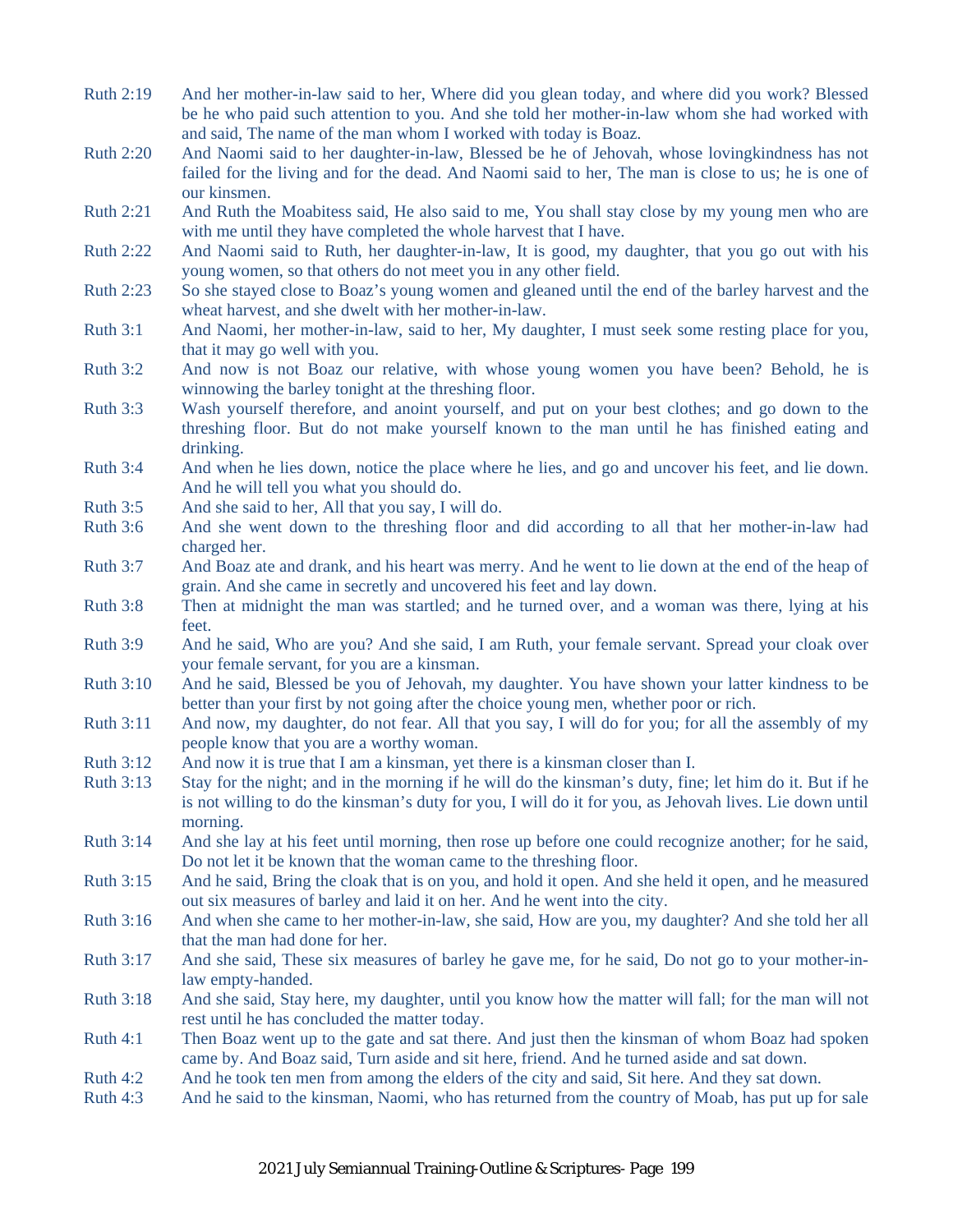Ruth 2:19 And her mother-in-law said to her, Where did you glean today, and where did you work? Blessed be he who paid such attention to you. And she told her mother-in-law whom she had worked with and said, The name of the man whom I worked with today is Boaz.

Ruth 2:20 And Naomi said to her daughter-in-law, Blessed be he of Jehovah, whose lovingkindness has not failed for the living and for the dead. And Naomi said to her, The man is close to us; he is one of our kinsmen.

Ruth 2:21 And Ruth the Moabitess said, He also said to me, You shall stay close by my young men who are with me until they have completed the whole harvest that I have.

Ruth 2:22 And Naomi said to Ruth, her daughter-in-law, It is good, my daughter, that you go out with his young women, so that others do not meet you in any other field.

Ruth 2:23 So she stayed close to Boaz's young women and gleaned until the end of the barley harvest and the wheat harvest, and she dwelt with her mother-in-law.

Ruth 3:1 And Naomi, her mother-in-law, said to her, My daughter, I must seek some resting place for you, that it may go well with you.

Ruth 3:2 And now is not Boaz our relative, with whose young women you have been? Behold, he is winnowing the barley tonight at the threshing floor.

Ruth 3:3 Wash yourself therefore, and anoint yourself, and put on your best clothes; and go down to the threshing floor. But do not make yourself known to the man until he has finished eating and drinking.

Ruth 3:4 And when he lies down, notice the place where he lies, and go and uncover his feet, and lie down. And he will tell you what you should do.

Ruth 3:5 And she said to her, All that you say, I will do.

Ruth 3:6 And she went down to the threshing floor and did according to all that her mother-in-law had charged her.

Ruth 3:7 And Boaz ate and drank, and his heart was merry. And he went to lie down at the end of the heap of grain. And she came in secretly and uncovered his feet and lay down.

Ruth 3:8 Then at midnight the man was startled; and he turned over, and a woman was there, lying at his feet.

Ruth 3:9 And he said, Who are you? And she said, I am Ruth, your female servant. Spread your cloak over your female servant, for you are a kinsman.

Ruth 3:10 And he said, Blessed be you of Jehovah, my daughter. You have shown your latter kindness to be better than your first by not going after the choice young men, whether poor or rich.

Ruth 3:11 And now, my daughter, do not fear. All that you say, I will do for you; for all the assembly of my people know that you are a worthy woman.

Ruth 3:12 And now it is true that I am a kinsman, yet there is a kinsman closer than I.

Ruth 3:13 Stay for the night; and in the morning if he will do the kinsman's duty, fine; let him do it. But if he is not willing to do the kinsman's duty for you, I will do it for you, as Jehovah lives. Lie down until morning.

Ruth 3:14 And she lay at his feet until morning, then rose up before one could recognize another; for he said, Do not let it be known that the woman came to the threshing floor.

Ruth 3:15 And he said, Bring the cloak that is on you, and hold it open. And she held it open, and he measured out six measures of barley and laid it on her. And he went into the city.

Ruth 3:16 And when she came to her mother-in-law, she said, How are you, my daughter? And she told her all that the man had done for her.

Ruth 3:17 And she said, These six measures of barley he gave me, for he said, Do not go to your mother-in-law empty-handed.

Ruth 3:18 And she said, Stay here, my daughter, until you know how the matter will fall; for the man will not rest until he has concluded the matter today.

Ruth 4:1 Then Boaz went up to the gate and sat there. And just then the kinsman of whom Boaz had spoken came by. And Boaz said, Turn aside and sit here, friend. And he turned aside and sat down.

Ruth 4:2 And he took ten men from among the elders of the city and said, Sit here. And they sat down.

Ruth 4:3 And he said to the kinsman, Naomi, who has returned from the country of Moab, has put up for sale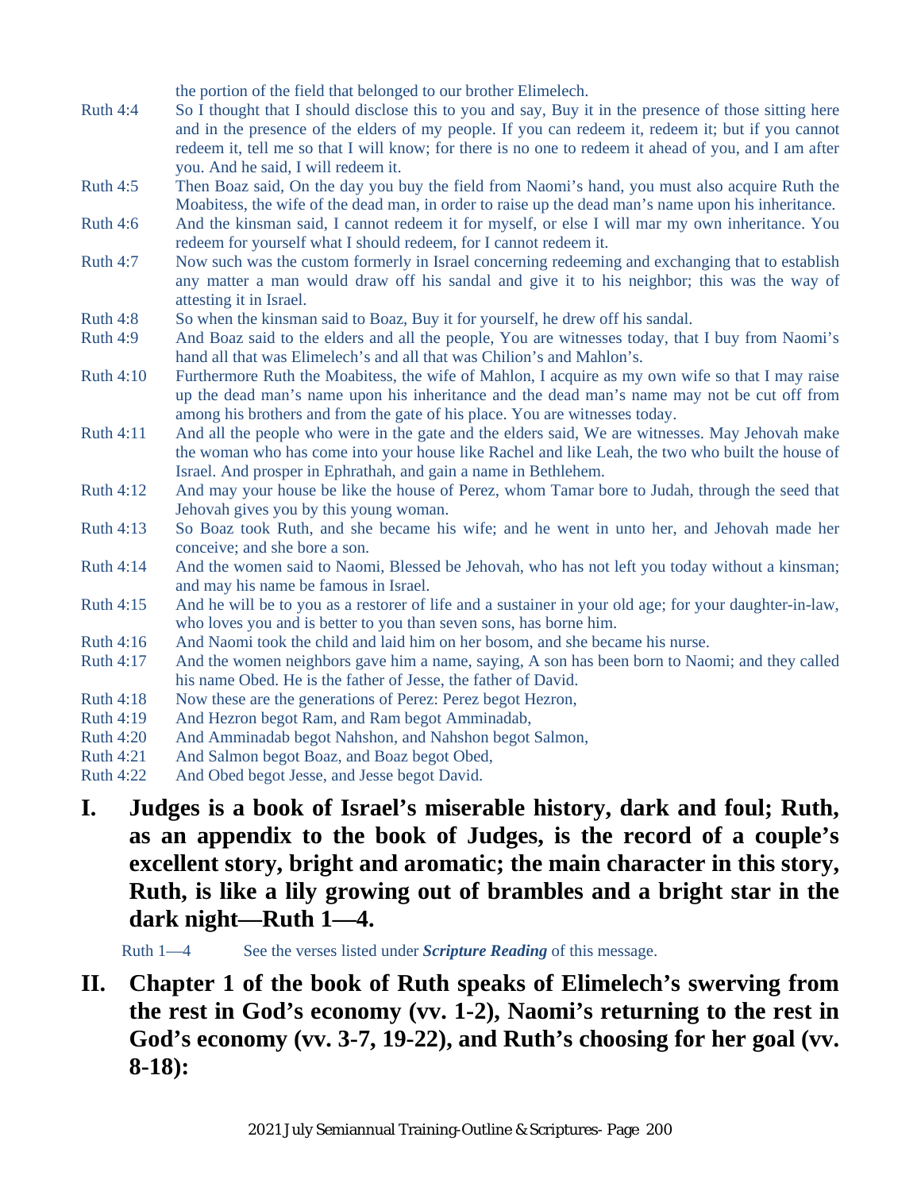the portion of the field that belonged to our brother Elimelech.

Ruth 4:4 So I thought that I should disclose this to you and say, Buy it in the presence of those sitting here and in the presence of the elders of my people. If you can redeem it, redeem it; but if you cannot redeem it, tell me so that I will know; for there is no one to redeem it ahead of you, and I am after you. And he said, I will redeem it.

Ruth 4:5 Then Boaz said, On the day you buy the field from Naomi's hand, you must also acquire Ruth the Moabitess, the wife of the dead man, in order to raise up the dead man's name upon his inheritance.

Ruth 4:6 And the kinsman said, I cannot redeem it for myself, or else I will mar my own inheritance. You redeem for yourself what I should redeem, for I cannot redeem it.

Ruth 4:7 Now such was the custom formerly in Israel concerning redeeming and exchanging that to establish any matter a man would draw off his sandal and give it to his neighbor; this was the way of attesting it in Israel.

Ruth 4:8 So when the kinsman said to Boaz, Buy it for yourself, he drew off his sandal.

Ruth 4:9 And Boaz said to the elders and all the people, You are witnesses today, that I buy from Naomi's hand all that was Elimelech's and all that was Chilion's and Mahlon's.

Ruth 4:10 Furthermore Ruth the Moabitess, the wife of Mahlon, I acquire as my own wife so that I may raise up the dead man's name upon his inheritance and the dead man's name may not be cut off from among his brothers and from the gate of his place. You are witnesses today.

Ruth 4:11 And all the people who were in the gate and the elders said, We are witnesses. May Jehovah make the woman who has come into your house like Rachel and like Leah, the two who built the house of Israel. And prosper in Ephrathah, and gain a name in Bethlehem.

Ruth 4:12 And may your house be like the house of Perez, whom Tamar bore to Judah, through the seed that Jehovah gives you by this young woman.

Ruth 4:13 So Boaz took Ruth, and she became his wife; and he went in unto her, and Jehovah made her conceive; and she bore a son.

Ruth 4:14 And the women said to Naomi, Blessed be Jehovah, who has not left you today without a kinsman; and may his name be famous in Israel.

Ruth 4:15 And he will be to you as a restorer of life and a sustainer in your old age; for your daughter-in-law, who loves you and is better to you than seven sons, has borne him.

Ruth 4:16 And Naomi took the child and laid him on her bosom, and she became his nurse.

Ruth 4:17 And the women neighbors gave him a name, saying, A son has been born to Naomi; and they called his name Obed. He is the father of Jesse, the father of David.

Ruth 4:18 Now these are the generations of Perez: Perez begot Hezron,

Ruth 4:19 And Hezron begot Ram, and Ram begot Amminadab,

Ruth 4:20 And Amminadab begot Nahshon, and Nahshon begot Salmon,

Ruth 4:21 And Salmon begot Boaz, and Boaz begot Obed,

Ruth 4:22 And Obed begot Jesse, and Jesse begot David.

## I. Judges is a book of Israel's miserable history, dark and foul; Ruth, as an appendix to the book of Judges, is the record of a couple's excellent story, bright and aromatic; the main character in this story, Ruth, is like a lily growing out of brambles and a bright star in the dark night—Ruth 1—4.

Ruth 1—4 See the verses listed under ***Scripture Reading*** of this message.

## II. Chapter 1 of the book of Ruth speaks of Elimelech's swerving from the rest in God's economy (vv. 1-2), Naomi's returning to the rest in God's economy (vv. 3-7, 19-22), and Ruth's choosing for her goal (vv. 8-18):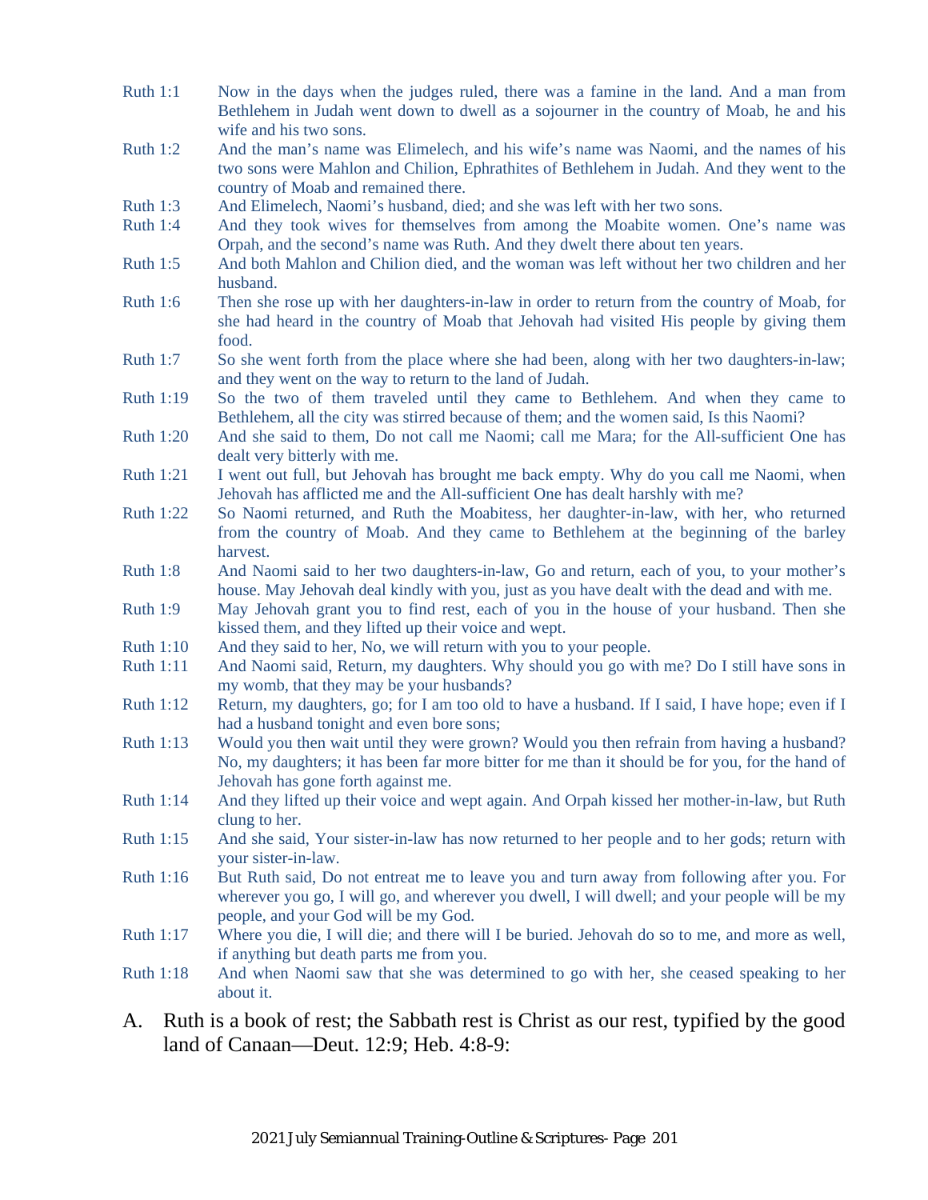Ruth 1:1 Now in the days when the judges ruled, there was a famine in the land. And a man from Bethlehem in Judah went down to dwell as a sojourner in the country of Moab, he and his wife and his two sons.

Ruth 1:2 And the man's name was Elimelech, and his wife's name was Naomi, and the names of his two sons were Mahlon and Chilion, Ephrathites of Bethlehem in Judah. And they went to the country of Moab and remained there.

Ruth 1:3 And Elimelech, Naomi's husband, died; and she was left with her two sons.

Ruth 1:4 And they took wives for themselves from among the Moabite women. One's name was Orpah, and the second's name was Ruth. And they dwelt there about ten years.

Ruth 1:5 And both Mahlon and Chilion died, and the woman was left without her two children and her husband.

Ruth 1:6 Then she rose up with her daughters-in-law in order to return from the country of Moab, for she had heard in the country of Moab that Jehovah had visited His people by giving them food.

Ruth 1:7 So she went forth from the place where she had been, along with her two daughters-in-law; and they went on the way to return to the land of Judah.

Ruth 1:19 So the two of them traveled until they came to Bethlehem. And when they came to Bethlehem, all the city was stirred because of them; and the women said, Is this Naomi?

Ruth 1:20 And she said to them, Do not call me Naomi; call me Mara; for the All-sufficient One has dealt very bitterly with me.

Ruth 1:21 I went out full, but Jehovah has brought me back empty. Why do you call me Naomi, when Jehovah has afflicted me and the All-sufficient One has dealt harshly with me?

Ruth 1:22 So Naomi returned, and Ruth the Moabitess, her daughter-in-law, with her, who returned from the country of Moab. And they came to Bethlehem at the beginning of the barley harvest.

Ruth 1:8 And Naomi said to her two daughters-in-law, Go and return, each of you, to your mother's house. May Jehovah deal kindly with you, just as you have dealt with the dead and with me.

Ruth 1:9 May Jehovah grant you to find rest, each of you in the house of your husband. Then she kissed them, and they lifted up their voice and wept.

Ruth 1:10 And they said to her, No, we will return with you to your people.

Ruth 1:11 And Naomi said, Return, my daughters. Why should you go with me? Do I still have sons in my womb, that they may be your husbands?

Ruth 1:12 Return, my daughters, go; for I am too old to have a husband. If I said, I have hope; even if I had a husband tonight and even bore sons;

Ruth 1:13 Would you then wait until they were grown? Would you then refrain from having a husband? No, my daughters; it has been far more bitter for me than it should be for you, for the hand of Jehovah has gone forth against me.

Ruth 1:14 And they lifted up their voice and wept again. And Orpah kissed her mother-in-law, but Ruth clung to her.

Ruth 1:15 And she said, Your sister-in-law has now returned to her people and to her gods; return with your sister-in-law.

Ruth 1:16 But Ruth said, Do not entreat me to leave you and turn away from following after you. For wherever you go, I will go, and wherever you dwell, I will dwell; and your people will be my people, and your God will be my God.

Ruth 1:17 Where you die, I will die; and there will I be buried. Jehovah do so to me, and more as well, if anything but death parts me from you.

Ruth 1:18 And when Naomi saw that she was determined to go with her, she ceased speaking to her about it.

A. Ruth is a book of rest; the Sabbath rest is Christ as our rest, typified by the good land of Canaan—Deut. 12:9; Heb. 4:8-9: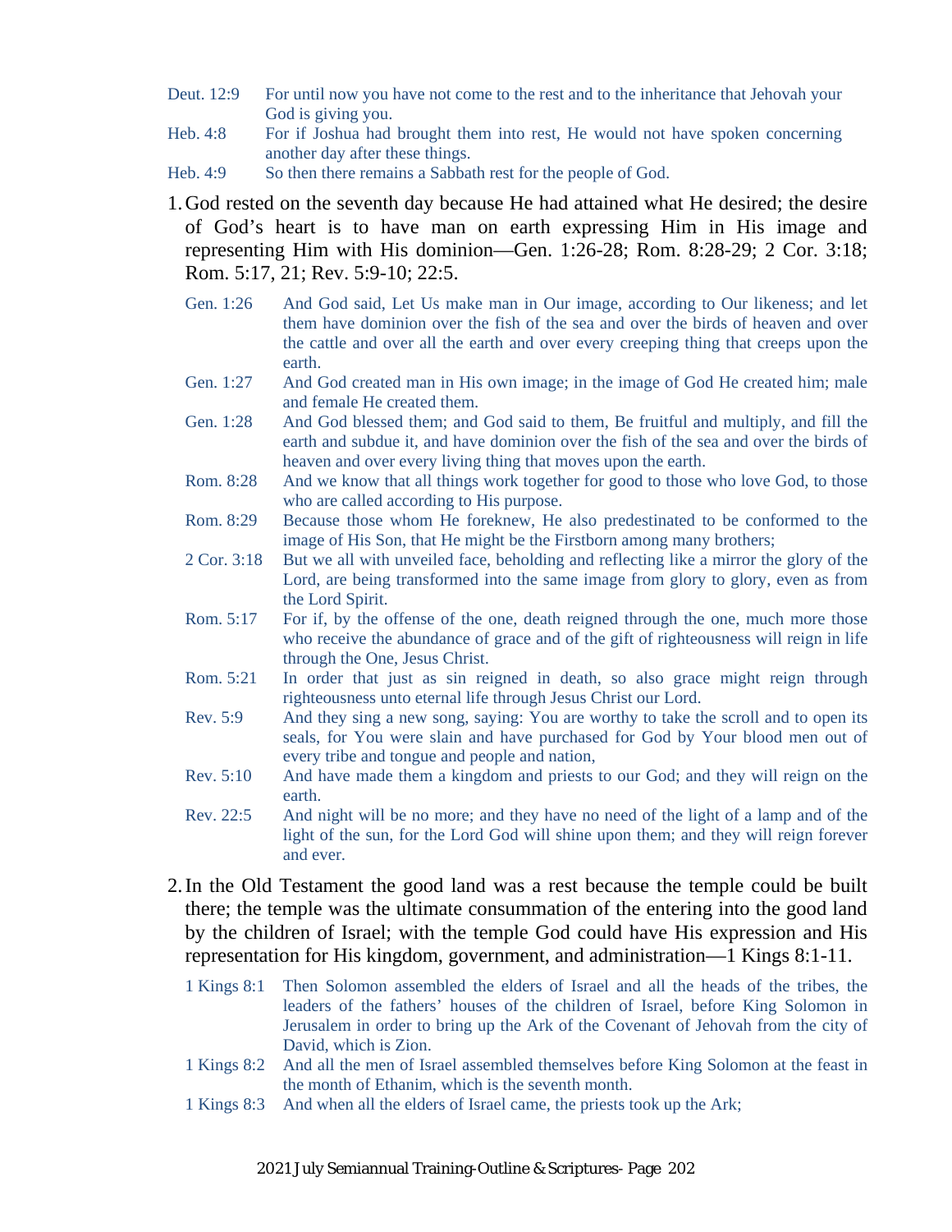Deut. 12:9 For until now you have not come to the rest and to the inheritance that Jehovah your God is giving you.

Heb. 4:8 For if Joshua had brought them into rest, He would not have spoken concerning another day after these things.

Heb. 4:9 So then there remains a Sabbath rest for the people of God.

1. God rested on the seventh day because He had attained what He desired; the desire of God's heart is to have man on earth expressing Him in His image and representing Him with His dominion—Gen. 1:26-28; Rom. 8:28-29; 2 Cor. 3:18; Rom. 5:17, 21; Rev. 5:9-10; 22:5.

Gen. 1:26 And God said, Let Us make man in Our image, according to Our likeness; and let them have dominion over the fish of the sea and over the birds of heaven and over the cattle and over all the earth and over every creeping thing that creeps upon the earth.

Gen. 1:27 And God created man in His own image; in the image of God He created him; male and female He created them.

Gen. 1:28 And God blessed them; and God said to them, Be fruitful and multiply, and fill the earth and subdue it, and have dominion over the fish of the sea and over the birds of heaven and over every living thing that moves upon the earth.

Rom. 8:28 And we know that all things work together for good to those who love God, to those who are called according to His purpose.

Rom. 8:29 Because those whom He foreknew, He also predestinated to be conformed to the image of His Son, that He might be the Firstborn among many brothers;

2 Cor. 3:18 But we all with unveiled face, beholding and reflecting like a mirror the glory of the Lord, are being transformed into the same image from glory to glory, even as from the Lord Spirit.

Rom. 5:17 For if, by the offense of the one, death reigned through the one, much more those who receive the abundance of grace and of the gift of righteousness will reign in life through the One, Jesus Christ.

Rom. 5:21 In order that just as sin reigned in death, so also grace might reign through righteousness unto eternal life through Jesus Christ our Lord.

Rev. 5:9 And they sing a new song, saying: You are worthy to take the scroll and to open its seals, for You were slain and have purchased for God by Your blood men out of every tribe and tongue and people and nation,

Rev. 5:10 And have made them a kingdom and priests to our God; and they will reign on the earth.

Rev. 22:5 And night will be no more; and they have no need of the light of a lamp and of the light of the sun, for the Lord God will shine upon them; and they will reign forever and ever.

2. In the Old Testament the good land was a rest because the temple could be built there; the temple was the ultimate consummation of the entering into the good land by the children of Israel; with the temple God could have His expression and His representation for His kingdom, government, and administration—1 Kings 8:1-11.

1 Kings 8:1 Then Solomon assembled the elders of Israel and all the heads of the tribes, the leaders of the fathers' houses of the children of Israel, before King Solomon in Jerusalem in order to bring up the Ark of the Covenant of Jehovah from the city of David, which is Zion.

1 Kings 8:2 And all the men of Israel assembled themselves before King Solomon at the feast in the month of Ethanim, which is the seventh month.

1 Kings 8:3 And when all the elders of Israel came, the priests took up the Ark;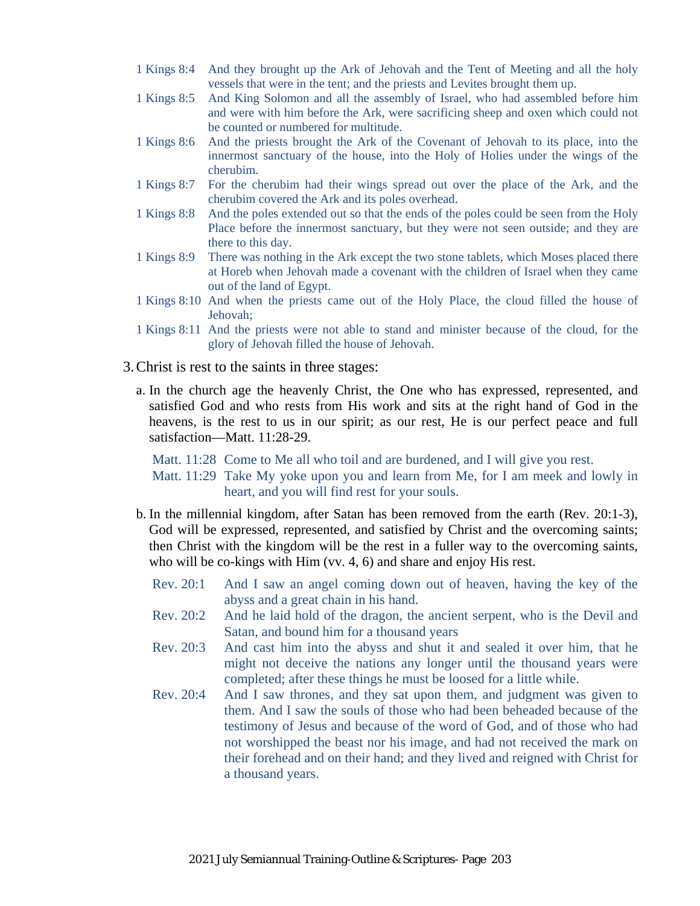1 Kings 8:4 And they brought up the Ark of Jehovah and the Tent of Meeting and all the holy vessels that were in the tent; and the priests and Levites brought them up.

1 Kings 8:5 And King Solomon and all the assembly of Israel, who had assembled before him and were with him before the Ark, were sacrificing sheep and oxen which could not be counted or numbered for multitude.

1 Kings 8:6 And the priests brought the Ark of the Covenant of Jehovah to its place, into the innermost sanctuary of the house, into the Holy of Holies under the wings of the cherubim.

1 Kings 8:7 For the cherubim had their wings spread out over the place of the Ark, and the cherubim covered the Ark and its poles overhead.

1 Kings 8:8 And the poles extended out so that the ends of the poles could be seen from the Holy Place before the innermost sanctuary, but they were not seen outside; and they are there to this day.

1 Kings 8:9 There was nothing in the Ark except the two stone tablets, which Moses placed there at Horeb when Jehovah made a covenant with the children of Israel when they came out of the land of Egypt.

1 Kings 8:10 And when the priests came out of the Holy Place, the cloud filled the house of Jehovah;

1 Kings 8:11 And the priests were not able to stand and minister because of the cloud, for the glory of Jehovah filled the house of Jehovah.

3. Christ is rest to the saints in three stages:

   a. In the church age the heavenly Christ, the One who has expressed, represented, and satisfied God and who rests from His work and sits at the right hand of God in the heavens, is the rest to us in our spirit; as our rest, He is our perfect peace and full satisfaction—Matt. 11:28-29.

      Matt. 11:28 Come to Me all who toil and are burdened, and I will give you rest.

      Matt. 11:29 Take My yoke upon you and learn from Me, for I am meek and lowly in heart, and you will find rest for your souls.

   b. In the millennial kingdom, after Satan has been removed from the earth (Rev. 20:1-3), God will be expressed, represented, and satisfied by Christ and the overcoming saints; then Christ with the kingdom will be the rest in a fuller way to the overcoming saints, who will be co-kings with Him (vv. 4, 6) and share and enjoy His rest.

      Rev. 20:1 And I saw an angel coming down out of heaven, having the key of the abyss and a great chain in his hand.

      Rev. 20:2 And he laid hold of the dragon, the ancient serpent, who is the Devil and Satan, and bound him for a thousand years

      Rev. 20:3 And cast him into the abyss and shut it and sealed it over him, that he might not deceive the nations any longer until the thousand years were completed; after these things he must be loosed for a little while.

      Rev. 20:4 And I saw thrones, and they sat upon them, and judgment was given to them. And I saw the souls of those who had been beheaded because of the testimony of Jesus and because of the word of God, and of those who had not worshipped the beast nor his image, and had not received the mark on their forehead and on their hand; and they lived and reigned with Christ for a thousand years.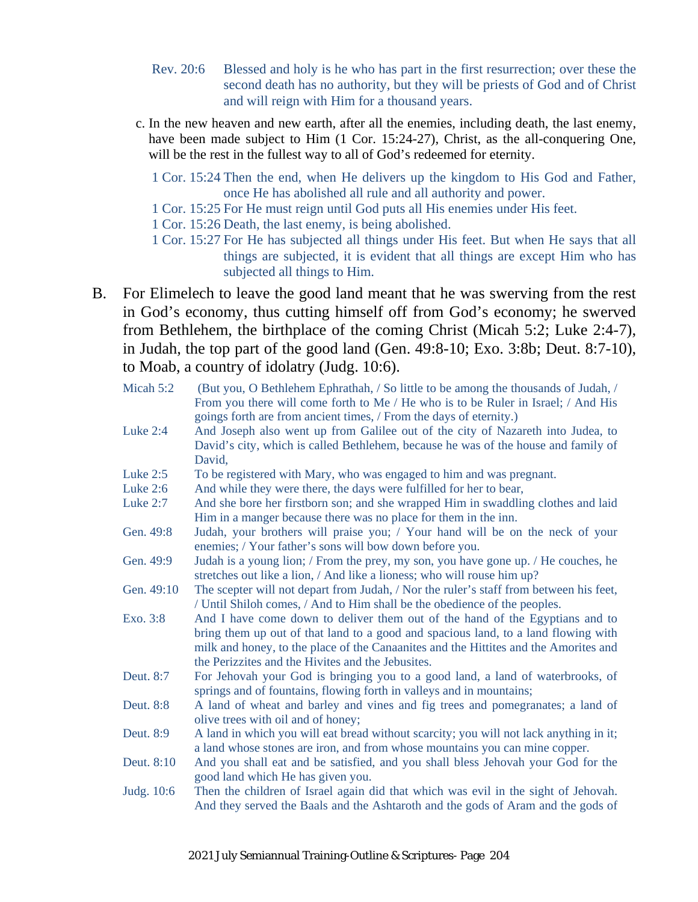Rev. 20:6 Blessed and holy is he who has part in the first resurrection; over these the second death has no authority, but they will be priests of God and of Christ and will reign with Him for a thousand years.

c. In the new heaven and new earth, after all the enemies, including death, the last enemy, have been made subject to Him (1 Cor. 15:24-27), Christ, as the all-conquering One, will be the rest in the fullest way to all of God's redeemed for eternity.

1 Cor. 15:24 Then the end, when He delivers up the kingdom to His God and Father, once He has abolished all rule and all authority and power.
1 Cor. 15:25 For He must reign until God puts all His enemies under His feet.
1 Cor. 15:26 Death, the last enemy, is being abolished.
1 Cor. 15:27 For He has subjected all things under His feet. But when He says that all things are subjected, it is evident that all things are except Him who has subjected all things to Him.

B. For Elimelech to leave the good land meant that he was swerving from the rest in God's economy, thus cutting himself off from God's economy; he swerved from Bethlehem, the birthplace of the coming Christ (Micah 5:2; Luke 2:4-7), in Judah, the top part of the good land (Gen. 49:8-10; Exo. 3:8b; Deut. 8:7-10), to Moab, a country of idolatry (Judg. 10:6).

Micah 5:2 (But you, O Bethlehem Ephrathah, / So little to be among the thousands of Judah, / From you there will come forth to Me / He who is to be Ruler in Israel; / And His goings forth are from ancient times, / From the days of eternity.)
Luke 2:4 And Joseph also went up from Galilee out of the city of Nazareth into Judea, to David's city, which is called Bethlehem, because he was of the house and family of David,
Luke 2:5 To be registered with Mary, who was engaged to him and was pregnant.
Luke 2:6 And while they were there, the days were fulfilled for her to bear,
Luke 2:7 And she bore her firstborn son; and she wrapped Him in swaddling clothes and laid Him in a manger because there was no place for them in the inn.
Gen. 49:8 Judah, your brothers will praise you; / Your hand will be on the neck of your enemies; / Your father's sons will bow down before you.
Gen. 49:9 Judah is a young lion; / From the prey, my son, you have gone up. / He couches, he stretches out like a lion, / And like a lioness; who will rouse him up?
Gen. 49:10 The scepter will not depart from Judah, / Nor the ruler's staff from between his feet, / Until Shiloh comes, / And to Him shall be the obedience of the peoples.
Exo. 3:8 And I have come down to deliver them out of the hand of the Egyptians and to bring them up out of that land to a good and spacious land, to a land flowing with milk and honey, to the place of the Canaanites and the Hittites and the Amorites and the Perizzites and the Hivites and the Jebusites.
Deut. 8:7 For Jehovah your God is bringing you to a good land, a land of waterbrooks, of springs and of fountains, flowing forth in valleys and in mountains;
Deut. 8:8 A land of wheat and barley and vines and fig trees and pomegranates; a land of olive trees with oil and of honey;
Deut. 8:9 A land in which you will eat bread without scarcity; you will not lack anything in it; a land whose stones are iron, and from whose mountains you can mine copper.
Deut. 8:10 And you shall eat and be satisfied, and you shall bless Jehovah your God for the good land which He has given you.
Judg. 10:6 Then the children of Israel again did that which was evil in the sight of Jehovah. And they served the Baals and the Ashtaroth and the gods of Aram and the gods of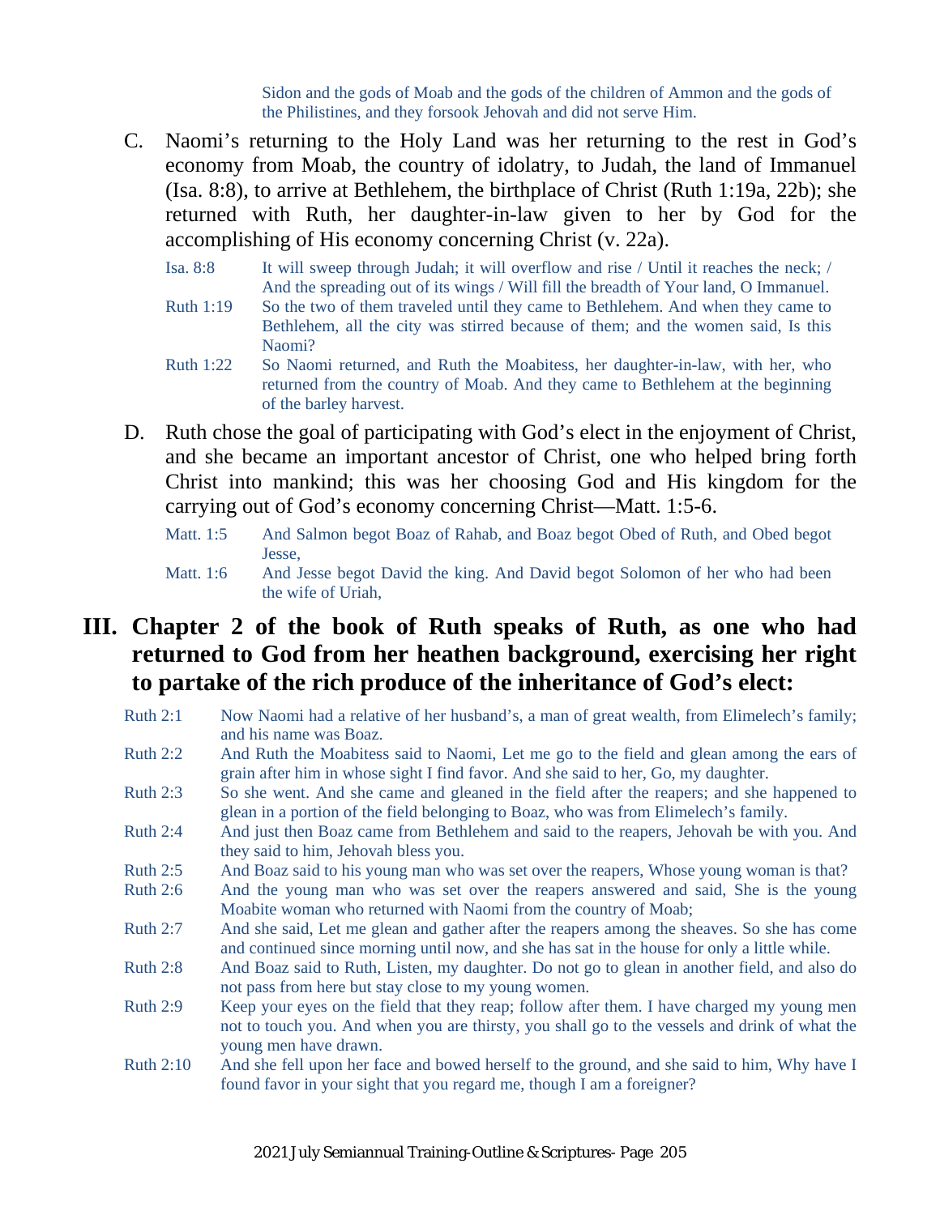Sidon and the gods of Moab and the gods of the children of Ammon and the gods of the Philistines, and they forsook Jehovah and did not serve Him.

C. Naomi's returning to the Holy Land was her returning to the rest in God's economy from Moab, the country of idolatry, to Judah, the land of Immanuel (Isa. 8:8), to arrive at Bethlehem, the birthplace of Christ (Ruth 1:19a, 22b); she returned with Ruth, her daughter-in-law given to her by God for the accomplishing of His economy concerning Christ (v. 22a).

Isa. 8:8 It will sweep through Judah; it will overflow and rise / Until it reaches the neck; / And the spreading out of its wings / Will fill the breadth of Your land, O Immanuel.

Ruth 1:19 So the two of them traveled until they came to Bethlehem. And when they came to Bethlehem, all the city was stirred because of them; and the women said, Is this Naomi?

Ruth 1:22 So Naomi returned, and Ruth the Moabitess, her daughter-in-law, with her, who returned from the country of Moab. And they came to Bethlehem at the beginning of the barley harvest.

D. Ruth chose the goal of participating with God's elect in the enjoyment of Christ, and she became an important ancestor of Christ, one who helped bring forth Christ into mankind; this was her choosing God and His kingdom for the carrying out of God's economy concerning Christ—Matt. 1:5-6.

Matt. 1:5 And Salmon begot Boaz of Rahab, and Boaz begot Obed of Ruth, and Obed begot Jesse,

Matt. 1:6 And Jesse begot David the king. And David begot Solomon of her who had been the wife of Uriah,

## III. Chapter 2 of the book of Ruth speaks of Ruth, as one who had returned to God from her heathen background, exercising her right to partake of the rich produce of the inheritance of God's elect:

Ruth 2:1 Now Naomi had a relative of her husband's, a man of great wealth, from Elimelech's family; and his name was Boaz.

Ruth 2:2 And Ruth the Moabitess said to Naomi, Let me go to the field and glean among the ears of grain after him in whose sight I find favor. And she said to her, Go, my daughter.

Ruth 2:3 So she went. And she came and gleaned in the field after the reapers; and she happened to glean in a portion of the field belonging to Boaz, who was from Elimelech's family.

Ruth 2:4 And just then Boaz came from Bethlehem and said to the reapers, Jehovah be with you. And they said to him, Jehovah bless you.

Ruth 2:5 And Boaz said to his young man who was set over the reapers, Whose young woman is that?

Ruth 2:6 And the young man who was set over the reapers answered and said, She is the young Moabite woman who returned with Naomi from the country of Moab;

Ruth 2:7 And she said, Let me glean and gather after the reapers among the sheaves. So she has come and continued since morning until now, and she has sat in the house for only a little while.

Ruth 2:8 And Boaz said to Ruth, Listen, my daughter. Do not go to glean in another field, and also do not pass from here but stay close to my young women.

Ruth 2:9 Keep your eyes on the field that they reap; follow after them. I have charged my young men not to touch you. And when you are thirsty, you shall go to the vessels and drink of what the young men have drawn.

Ruth 2:10 And she fell upon her face and bowed herself to the ground, and she said to him, Why have I found favor in your sight that you regard me, though I am a foreigner?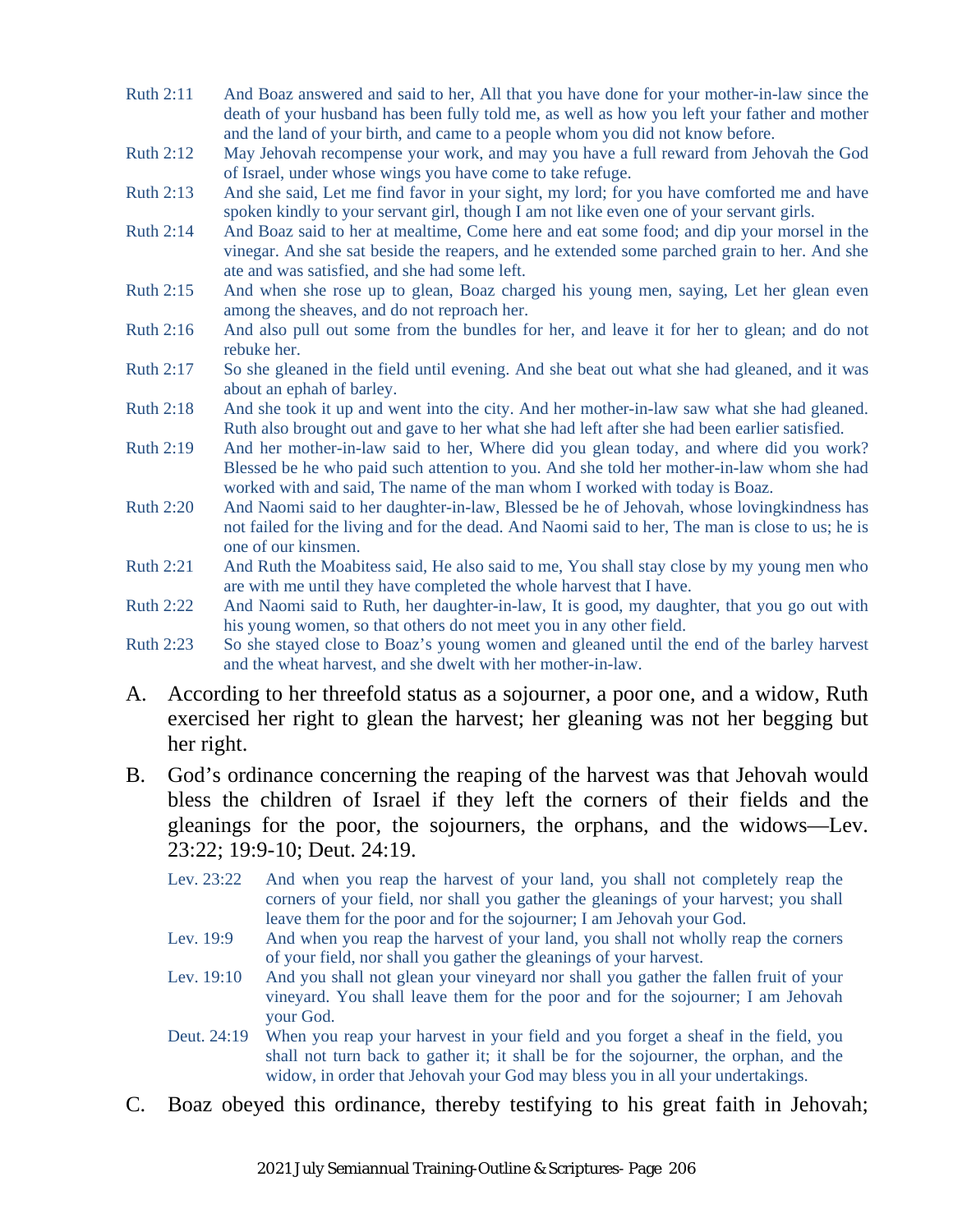Ruth 2:11 And Boaz answered and said to her, All that you have done for your mother-in-law since the death of your husband has been fully told me, as well as how you left your father and mother and the land of your birth, and came to a people whom you did not know before.

Ruth 2:12 May Jehovah recompense your work, and may you have a full reward from Jehovah the God of Israel, under whose wings you have come to take refuge.

Ruth 2:13 And she said, Let me find favor in your sight, my lord; for you have comforted me and have spoken kindly to your servant girl, though I am not like even one of your servant girls.

Ruth 2:14 And Boaz said to her at mealtime, Come here and eat some food; and dip your morsel in the vinegar. And she sat beside the reapers, and he extended some parched grain to her. And she ate and was satisfied, and she had some left.

Ruth 2:15 And when she rose up to glean, Boaz charged his young men, saying, Let her glean even among the sheaves, and do not reproach her.

Ruth 2:16 And also pull out some from the bundles for her, and leave it for her to glean; and do not rebuke her.

Ruth 2:17 So she gleaned in the field until evening. And she beat out what she had gleaned, and it was about an ephah of barley.

Ruth 2:18 And she took it up and went into the city. And her mother-in-law saw what she had gleaned. Ruth also brought out and gave to her what she had left after she had been earlier satisfied.

Ruth 2:19 And her mother-in-law said to her, Where did you glean today, and where did you work? Blessed be he who paid such attention to you. And she told her mother-in-law whom she had worked with and said, The name of the man whom I worked with today is Boaz.

Ruth 2:20 And Naomi said to her daughter-in-law, Blessed be he of Jehovah, whose lovingkindness has not failed for the living and for the dead. And Naomi said to her, The man is close to us; he is one of our kinsmen.

Ruth 2:21 And Ruth the Moabitess said, He also said to me, You shall stay close by my young men who are with me until they have completed the whole harvest that I have.

Ruth 2:22 And Naomi said to Ruth, her daughter-in-law, It is good, my daughter, that you go out with his young women, so that others do not meet you in any other field.

Ruth 2:23 So she stayed close to Boaz's young women and gleaned until the end of the barley harvest and the wheat harvest, and she dwelt with her mother-in-law.

A. According to her threefold status as a sojourner, a poor one, and a widow, Ruth exercised her right to glean the harvest; her gleaning was not her begging but her right.

B. God's ordinance concerning the reaping of the harvest was that Jehovah would bless the children of Israel if they left the corners of their fields and the gleanings for the poor, the sojourners, the orphans, and the widows—Lev. 23:22; 19:9-10; Deut. 24:19.

> Lev. 23:22 And when you reap the harvest of your land, you shall not completely reap the corners of your field, nor shall you gather the gleanings of your harvest; you shall leave them for the poor and for the sojourner; I am Jehovah your God.
>
> Lev. 19:9 And when you reap the harvest of your land, you shall not wholly reap the corners of your field, nor shall you gather the gleanings of your harvest.
>
> Lev. 19:10 And you shall not glean your vineyard nor shall you gather the fallen fruit of your vineyard. You shall leave them for the poor and for the sojourner; I am Jehovah your God.
>
> Deut. 24:19 When you reap your harvest in your field and you forget a sheaf in the field, you shall not turn back to gather it; it shall be for the sojourner, the orphan, and the widow, in order that Jehovah your God may bless you in all your undertakings.

C. Boaz obeyed this ordinance, thereby testifying to his great faith in Jehovah;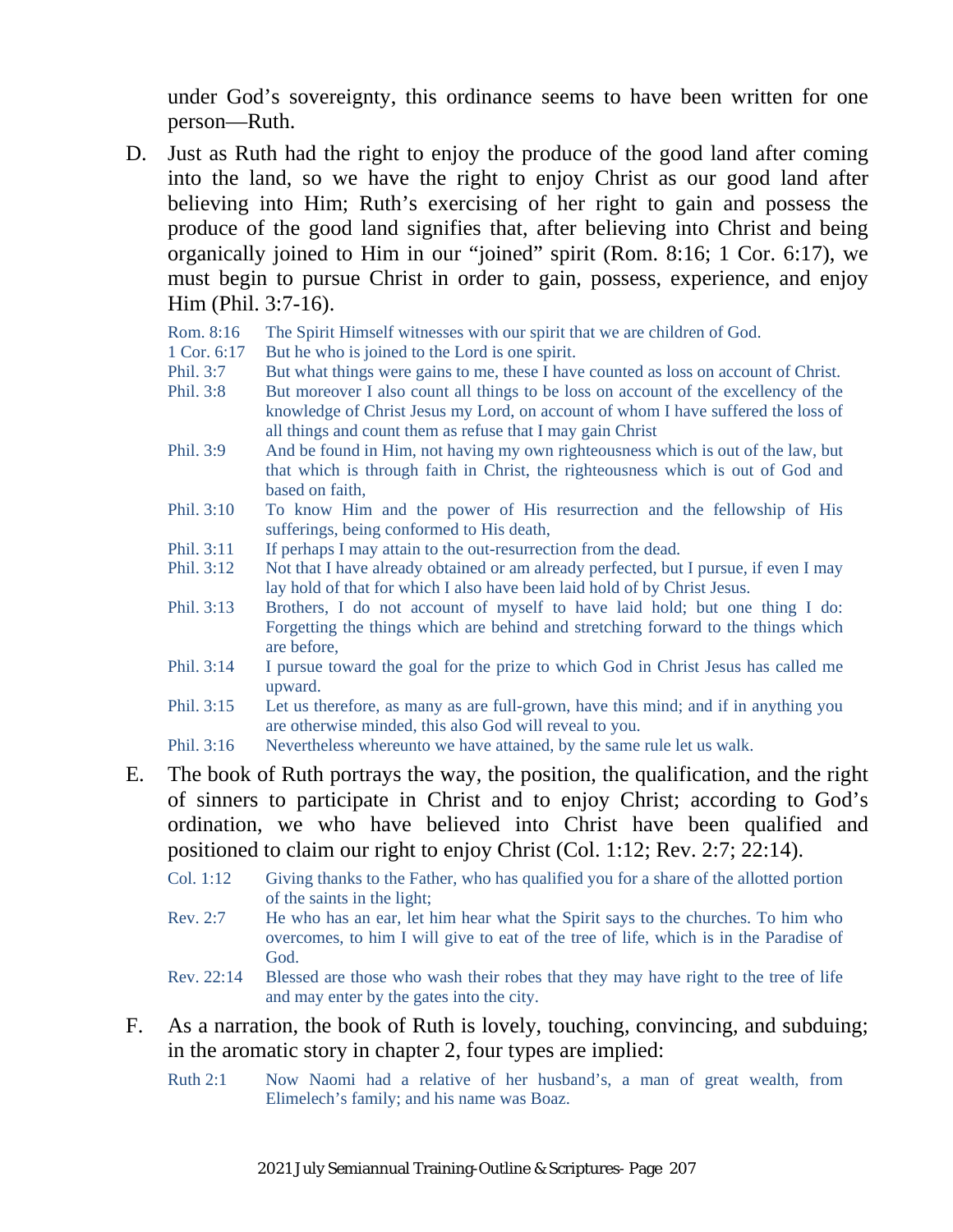under God's sovereignty, this ordinance seems to have been written for one person—Ruth.

D. Just as Ruth had the right to enjoy the produce of the good land after coming into the land, so we have the right to enjoy Christ as our good land after believing into Him; Ruth's exercising of her right to gain and possess the produce of the good land signifies that, after believing into Christ and being organically joined to Him in our "joined" spirit (Rom. 8:16; 1 Cor. 6:17), we must begin to pursue Christ in order to gain, possess, experience, and enjoy Him (Phil. 3:7-16).

   Rom. 8:16 The Spirit Himself witnesses with our spirit that we are children of God.
   1 Cor. 6:17 But he who is joined to the Lord is one spirit.
   Phil. 3:7 But what things were gains to me, these I have counted as loss on account of Christ.
   Phil. 3:8 But moreover I also count all things to be loss on account of the excellency of the knowledge of Christ Jesus my Lord, on account of whom I have suffered the loss of all things and count them as refuse that I may gain Christ
   Phil. 3:9 And be found in Him, not having my own righteousness which is out of the law, but that which is through faith in Christ, the righteousness which is out of God and based on faith,
   Phil. 3:10 To know Him and the power of His resurrection and the fellowship of His sufferings, being conformed to His death,
   Phil. 3:11 If perhaps I may attain to the out-resurrection from the dead.
   Phil. 3:12 Not that I have already obtained or am already perfected, but I pursue, if even I may lay hold of that for which I also have been laid hold of by Christ Jesus.
   Phil. 3:13 Brothers, I do not account of myself to have laid hold; but one thing I do: Forgetting the things which are behind and stretching forward to the things which are before,
   Phil. 3:14 I pursue toward the goal for the prize to which God in Christ Jesus has called me upward.
   Phil. 3:15 Let us therefore, as many as are full-grown, have this mind; and if in anything you are otherwise minded, this also God will reveal to you.
   Phil. 3:16 Nevertheless whereunto we have attained, by the same rule let us walk.

E. The book of Ruth portrays the way, the position, the qualification, and the right of sinners to participate in Christ and to enjoy Christ; according to God's ordination, we who have believed into Christ have been qualified and positioned to claim our right to enjoy Christ (Col. 1:12; Rev. 2:7; 22:14).

   Col. 1:12 Giving thanks to the Father, who has qualified you for a share of the allotted portion of the saints in the light;
   Rev. 2:7 He who has an ear, let him hear what the Spirit says to the churches. To him who overcomes, to him I will give to eat of the tree of life, which is in the Paradise of God.
   Rev. 22:14 Blessed are those who wash their robes that they may have right to the tree of life and may enter by the gates into the city.

F. As a narration, the book of Ruth is lovely, touching, convincing, and subduing; in the aromatic story in chapter 2, four types are implied:

   Ruth 2:1 Now Naomi had a relative of her husband's, a man of great wealth, from Elimelech's family; and his name was Boaz.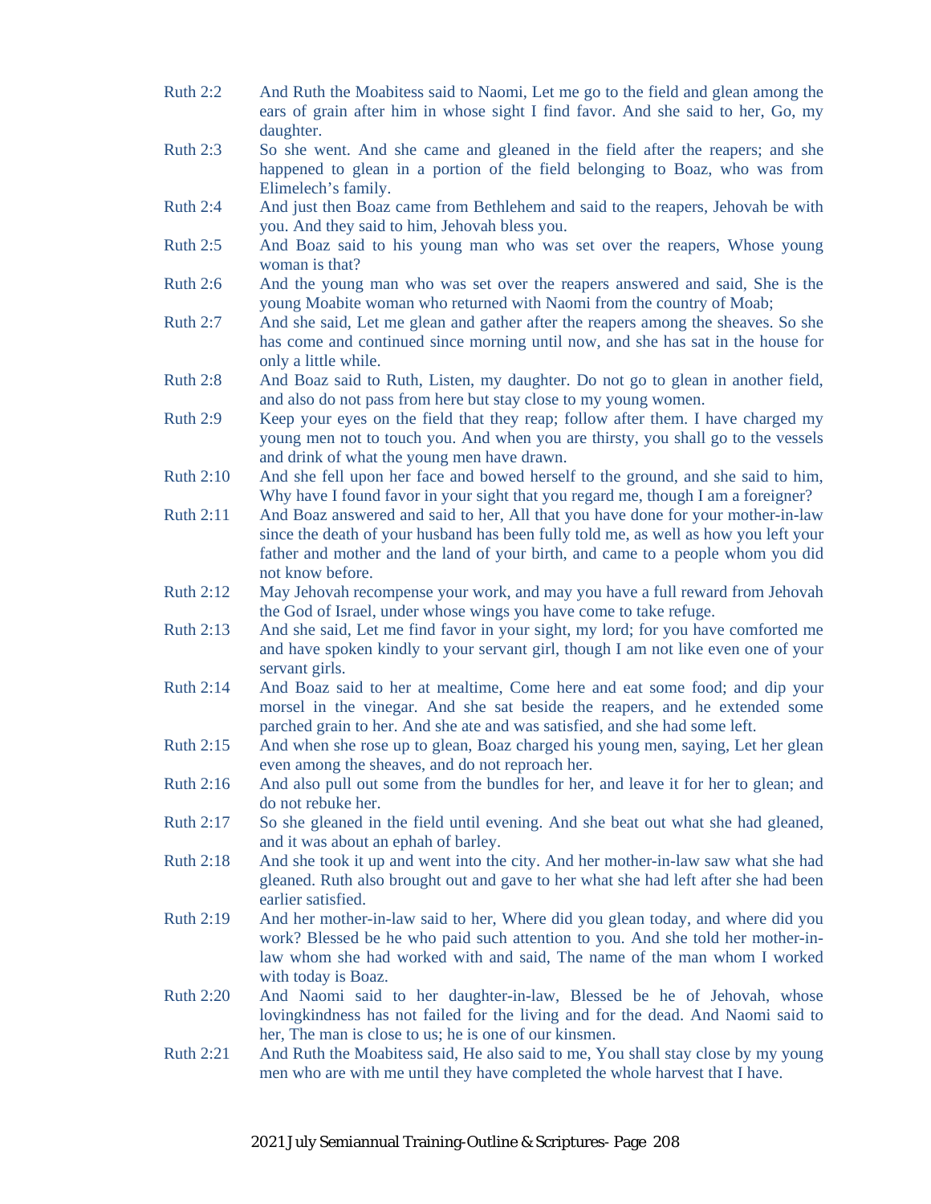Ruth 2:2 And Ruth the Moabitess said to Naomi, Let me go to the field and glean among the ears of grain after him in whose sight I find favor. And she said to her, Go, my daughter.

Ruth 2:3 So she went. And she came and gleaned in the field after the reapers; and she happened to glean in a portion of the field belonging to Boaz, who was from Elimelech's family.

Ruth 2:4 And just then Boaz came from Bethlehem and said to the reapers, Jehovah be with you. And they said to him, Jehovah bless you.

Ruth 2:5 And Boaz said to his young man who was set over the reapers, Whose young woman is that?

Ruth 2:6 And the young man who was set over the reapers answered and said, She is the young Moabite woman who returned with Naomi from the country of Moab;

Ruth 2:7 And she said, Let me glean and gather after the reapers among the sheaves. So she has come and continued since morning until now, and she has sat in the house for only a little while.

Ruth 2:8 And Boaz said to Ruth, Listen, my daughter. Do not go to glean in another field, and also do not pass from here but stay close to my young women.

Ruth 2:9 Keep your eyes on the field that they reap; follow after them. I have charged my young men not to touch you. And when you are thirsty, you shall go to the vessels and drink of what the young men have drawn.

Ruth 2:10 And she fell upon her face and bowed herself to the ground, and she said to him, Why have I found favor in your sight that you regard me, though I am a foreigner?

Ruth 2:11 And Boaz answered and said to her, All that you have done for your mother-in-law since the death of your husband has been fully told me, as well as how you left your father and mother and the land of your birth, and came to a people whom you did not know before.

Ruth 2:12 May Jehovah recompense your work, and may you have a full reward from Jehovah the God of Israel, under whose wings you have come to take refuge.

Ruth 2:13 And she said, Let me find favor in your sight, my lord; for you have comforted me and have spoken kindly to your servant girl, though I am not like even one of your servant girls.

Ruth 2:14 And Boaz said to her at mealtime, Come here and eat some food; and dip your morsel in the vinegar. And she sat beside the reapers, and he extended some parched grain to her. And she ate and was satisfied, and she had some left.

Ruth 2:15 And when she rose up to glean, Boaz charged his young men, saying, Let her glean even among the sheaves, and do not reproach her.

Ruth 2:16 And also pull out some from the bundles for her, and leave it for her to glean; and do not rebuke her.

Ruth 2:17 So she gleaned in the field until evening. And she beat out what she had gleaned, and it was about an ephah of barley.

Ruth 2:18 And she took it up and went into the city. And her mother-in-law saw what she had gleaned. Ruth also brought out and gave to her what she had left after she had been earlier satisfied.

Ruth 2:19 And her mother-in-law said to her, Where did you glean today, and where did you work? Blessed be he who paid such attention to you. And she told her mother-in-law whom she had worked with and said, The name of the man whom I worked with today is Boaz.

Ruth 2:20 And Naomi said to her daughter-in-law, Blessed be he of Jehovah, whose lovingkindness has not failed for the living and for the dead. And Naomi said to her, The man is close to us; he is one of our kinsmen.

Ruth 2:21 And Ruth the Moabitess said, He also said to me, You shall stay close by my young men who are with me until they have completed the whole harvest that I have.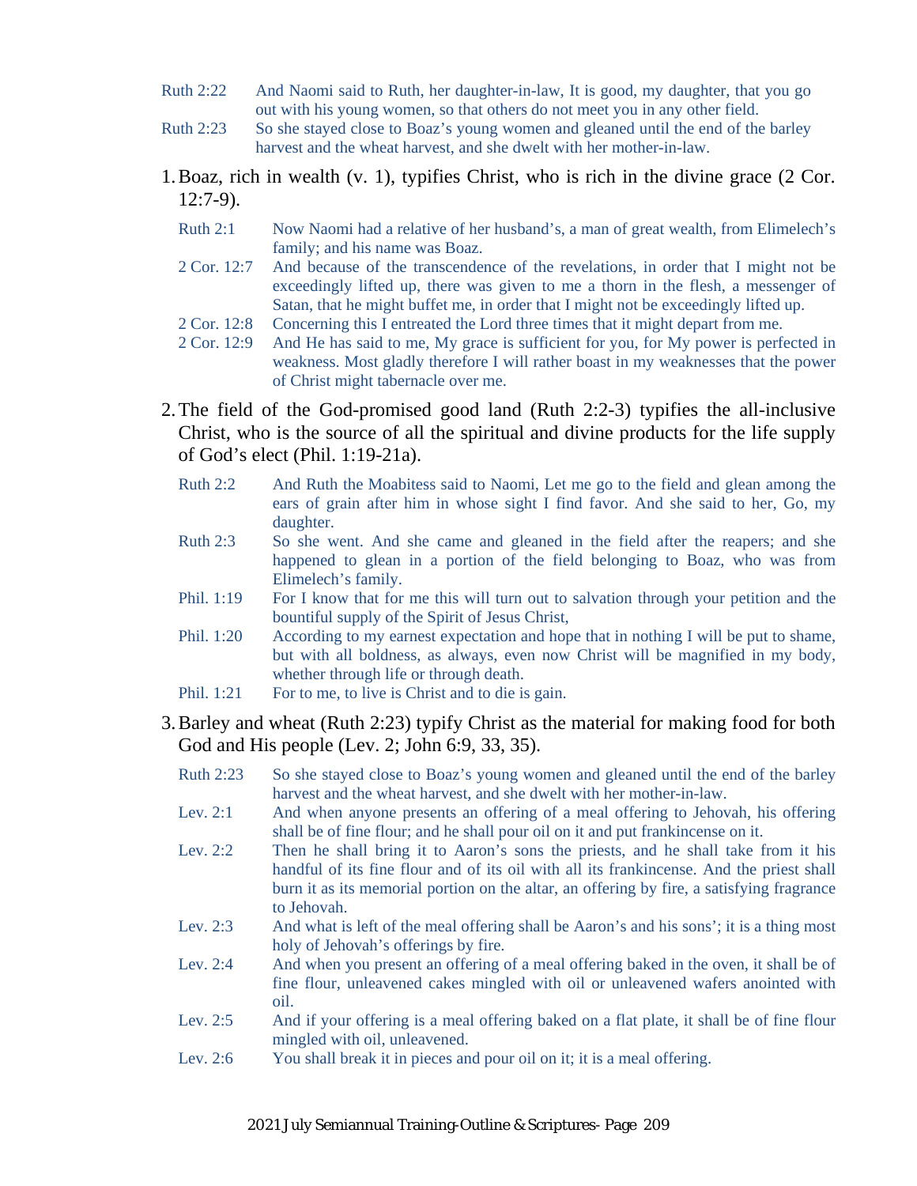Ruth 2:22 And Naomi said to Ruth, her daughter-in-law, It is good, my daughter, that you go out with his young women, so that others do not meet you in any other field.

Ruth 2:23 So she stayed close to Boaz's young women and gleaned until the end of the barley harvest and the wheat harvest, and she dwelt with her mother-in-law.

1. Boaz, rich in wealth (v. 1), typifies Christ, who is rich in the divine grace (2 Cor. 12:7-9).

   Ruth 2:1 Now Naomi had a relative of her husband's, a man of great wealth, from Elimelech's family; and his name was Boaz.

   2 Cor. 12:7 And because of the transcendence of the revelations, in order that I might not be exceedingly lifted up, there was given to me a thorn in the flesh, a messenger of Satan, that he might buffet me, in order that I might not be exceedingly lifted up.

   2 Cor. 12:8 Concerning this I entreated the Lord three times that it might depart from me.

   2 Cor. 12:9 And He has said to me, My grace is sufficient for you, for My power is perfected in weakness. Most gladly therefore I will rather boast in my weaknesses that the power of Christ might tabernacle over me.

2. The field of the God-promised good land (Ruth 2:2-3) typifies the all-inclusive Christ, who is the source of all the spiritual and divine products for the life supply of God's elect (Phil. 1:19-21a).

   Ruth 2:2 And Ruth the Moabitess said to Naomi, Let me go to the field and glean among the ears of grain after him in whose sight I find favor. And she said to her, Go, my daughter.

   Ruth 2:3 So she went. And she came and gleaned in the field after the reapers; and she happened to glean in a portion of the field belonging to Boaz, who was from Elimelech's family.

   Phil. 1:19 For I know that for me this will turn out to salvation through your petition and the bountiful supply of the Spirit of Jesus Christ,

   Phil. 1:20 According to my earnest expectation and hope that in nothing I will be put to shame, but with all boldness, as always, even now Christ will be magnified in my body, whether through life or through death.

   Phil. 1:21 For to me, to live is Christ and to die is gain.

3. Barley and wheat (Ruth 2:23) typify Christ as the material for making food for both God and His people (Lev. 2; John 6:9, 33, 35).

   Ruth 2:23 So she stayed close to Boaz's young women and gleaned until the end of the barley harvest and the wheat harvest, and she dwelt with her mother-in-law.

   Lev. 2:1 And when anyone presents an offering of a meal offering to Jehovah, his offering shall be of fine flour; and he shall pour oil on it and put frankincense on it.

   Lev. 2:2 Then he shall bring it to Aaron's sons the priests, and he shall take from it his handful of its fine flour and of its oil with all its frankincense. And the priest shall burn it as its memorial portion on the altar, an offering by fire, a satisfying fragrance to Jehovah.

   Lev. 2:3 And what is left of the meal offering shall be Aaron's and his sons'; it is a thing most holy of Jehovah's offerings by fire.

   Lev. 2:4 And when you present an offering of a meal offering baked in the oven, it shall be of fine flour, unleavened cakes mingled with oil or unleavened wafers anointed with oil.

   Lev. 2:5 And if your offering is a meal offering baked on a flat plate, it shall be of fine flour mingled with oil, unleavened.

   Lev. 2:6 You shall break it in pieces and pour oil on it; it is a meal offering.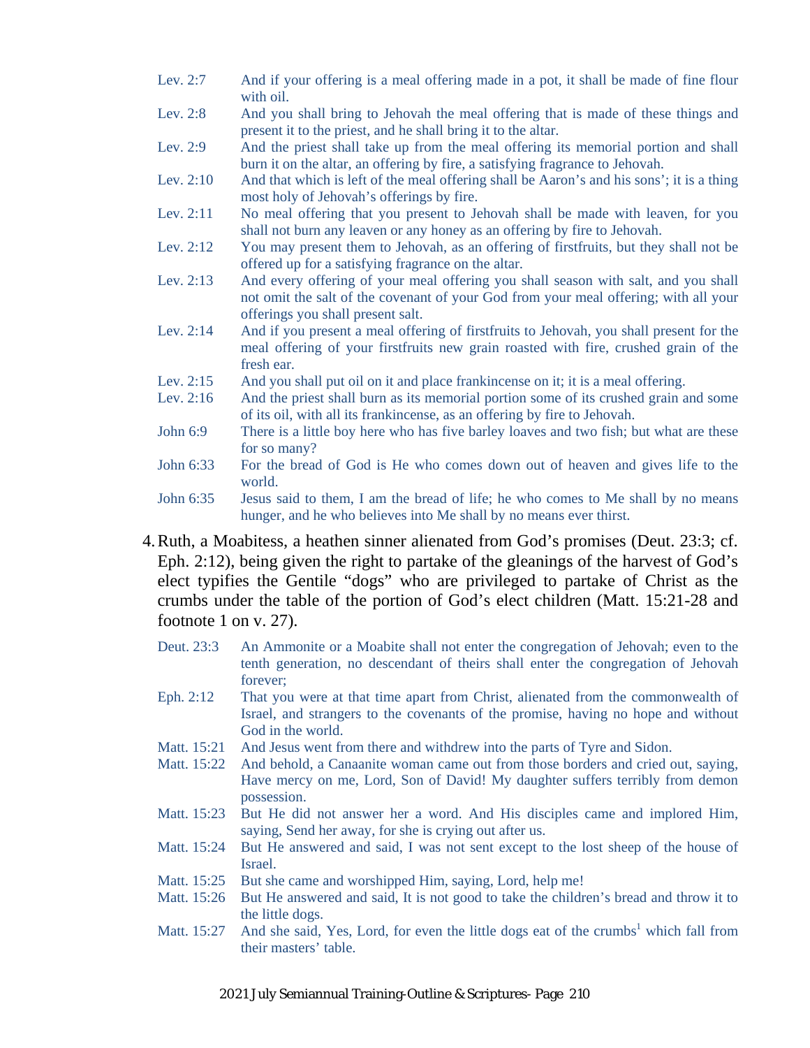Lev. 2:7 And if your offering is a meal offering made in a pot, it shall be made of fine flour with oil.

Lev. 2:8 And you shall bring to Jehovah the meal offering that is made of these things and present it to the priest, and he shall bring it to the altar.

Lev. 2:9 And the priest shall take up from the meal offering its memorial portion and shall burn it on the altar, an offering by fire, a satisfying fragrance to Jehovah.

Lev. 2:10 And that which is left of the meal offering shall be Aaron's and his sons'; it is a thing most holy of Jehovah's offerings by fire.

Lev. 2:11 No meal offering that you present to Jehovah shall be made with leaven, for you shall not burn any leaven or any honey as an offering by fire to Jehovah.

Lev. 2:12 You may present them to Jehovah, as an offering of firstfruits, but they shall not be offered up for a satisfying fragrance on the altar.

Lev. 2:13 And every offering of your meal offering you shall season with salt, and you shall not omit the salt of the covenant of your God from your meal offering; with all your offerings you shall present salt.

Lev. 2:14 And if you present a meal offering of firstfruits to Jehovah, you shall present for the meal offering of your firstfruits new grain roasted with fire, crushed grain of the fresh ear.

Lev. 2:15 And you shall put oil on it and place frankincense on it; it is a meal offering.

Lev. 2:16 And the priest shall burn as its memorial portion some of its crushed grain and some of its oil, with all its frankincense, as an offering by fire to Jehovah.

John 6:9 There is a little boy here who has five barley loaves and two fish; but what are these for so many?

John 6:33 For the bread of God is He who comes down out of heaven and gives life to the world.

John 6:35 Jesus said to them, I am the bread of life; he who comes to Me shall by no means hunger, and he who believes into Me shall by no means ever thirst.

4. Ruth, a Moabitess, a heathen sinner alienated from God's promises (Deut. 23:3; cf. Eph. 2:12), being given the right to partake of the gleanings of the harvest of God's elect typifies the Gentile "dogs" who are privileged to partake of Christ as the crumbs under the table of the portion of God's elect children (Matt. 15:21-28 and footnote 1 on v. 27).

Deut. 23:3 An Ammonite or a Moabite shall not enter the congregation of Jehovah; even to the tenth generation, no descendant of theirs shall enter the congregation of Jehovah forever;

Eph. 2:12 That you were at that time apart from Christ, alienated from the commonwealth of Israel, and strangers to the covenants of the promise, having no hope and without God in the world.

Matt. 15:21 And Jesus went from there and withdrew into the parts of Tyre and Sidon.

Matt. 15:22 And behold, a Canaanite woman came out from those borders and cried out, saying, Have mercy on me, Lord, Son of David! My daughter suffers terribly from demon possession.

Matt. 15:23 But He did not answer her a word. And His disciples came and implored Him, saying, Send her away, for she is crying out after us.

Matt. 15:24 But He answered and said, I was not sent except to the lost sheep of the house of Israel.

Matt. 15:25 But she came and worshipped Him, saying, Lord, help me!

Matt. 15:26 But He answered and said, It is not good to take the children's bread and throw it to the little dogs.

Matt. 15:27 And she said, Yes, Lord, for even the little dogs eat of the crumbs[1] which fall from their masters' table.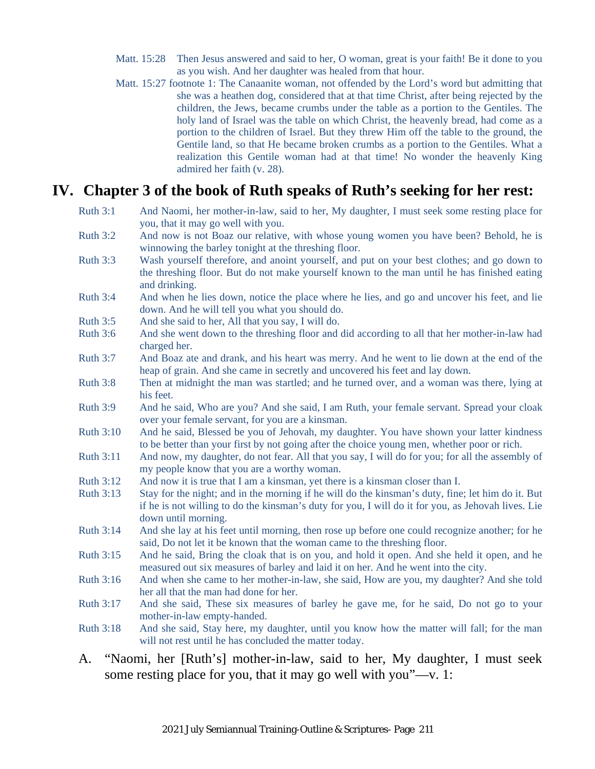Matt. 15:28 Then Jesus answered and said to her, O woman, great is your faith! Be it done to you as you wish. And her daughter was healed from that hour.

Matt. 15:27 footnote 1: The Canaanite woman, not offended by the Lord's word but admitting that she was a heathen dog, considered that at that time Christ, after being rejected by the children, the Jews, became crumbs under the table as a portion to the Gentiles. The holy land of Israel was the table on which Christ, the heavenly bread, had come as a portion to the children of Israel. But they threw Him off the table to the ground, the Gentile land, so that He became broken crumbs as a portion to the Gentiles. What a realization this Gentile woman had at that time! No wonder the heavenly King admired her faith (v. 28).

## IV. Chapter 3 of the book of Ruth speaks of Ruth's seeking for her rest:

Ruth 3:1 And Naomi, her mother-in-law, said to her, My daughter, I must seek some resting place for you, that it may go well with you.

Ruth 3:2 And now is not Boaz our relative, with whose young women you have been? Behold, he is winnowing the barley tonight at the threshing floor.

Ruth 3:3 Wash yourself therefore, and anoint yourself, and put on your best clothes; and go down to the threshing floor. But do not make yourself known to the man until he has finished eating and drinking.

Ruth 3:4 And when he lies down, notice the place where he lies, and go and uncover his feet, and lie down. And he will tell you what you should do.

Ruth 3:5 And she said to her, All that you say, I will do.

Ruth 3:6 And she went down to the threshing floor and did according to all that her mother-in-law had charged her.

Ruth 3:7 And Boaz ate and drank, and his heart was merry. And he went to lie down at the end of the heap of grain. And she came in secretly and uncovered his feet and lay down.

Ruth 3:8 Then at midnight the man was startled; and he turned over, and a woman was there, lying at his feet.

Ruth 3:9 And he said, Who are you? And she said, I am Ruth, your female servant. Spread your cloak over your female servant, for you are a kinsman.

Ruth 3:10 And he said, Blessed be you of Jehovah, my daughter. You have shown your latter kindness to be better than your first by not going after the choice young men, whether poor or rich.

Ruth 3:11 And now, my daughter, do not fear. All that you say, I will do for you; for all the assembly of my people know that you are a worthy woman.

Ruth 3:12 And now it is true that I am a kinsman, yet there is a kinsman closer than I.

Ruth 3:13 Stay for the night; and in the morning if he will do the kinsman's duty, fine; let him do it. But if he is not willing to do the kinsman's duty for you, I will do it for you, as Jehovah lives. Lie down until morning.

Ruth 3:14 And she lay at his feet until morning, then rose up before one could recognize another; for he said, Do not let it be known that the woman came to the threshing floor.

Ruth 3:15 And he said, Bring the cloak that is on you, and hold it open. And she held it open, and he measured out six measures of barley and laid it on her. And he went into the city.

Ruth 3:16 And when she came to her mother-in-law, she said, How are you, my daughter? And she told her all that the man had done for her.

Ruth 3:17 And she said, These six measures of barley he gave me, for he said, Do not go to your mother-in-law empty-handed.

Ruth 3:18 And she said, Stay here, my daughter, until you know how the matter will fall; for the man will not rest until he has concluded the matter today.

A. "Naomi, her [Ruth's] mother-in-law, said to her, My daughter, I must seek some resting place for you, that it may go well with you"—v. 1: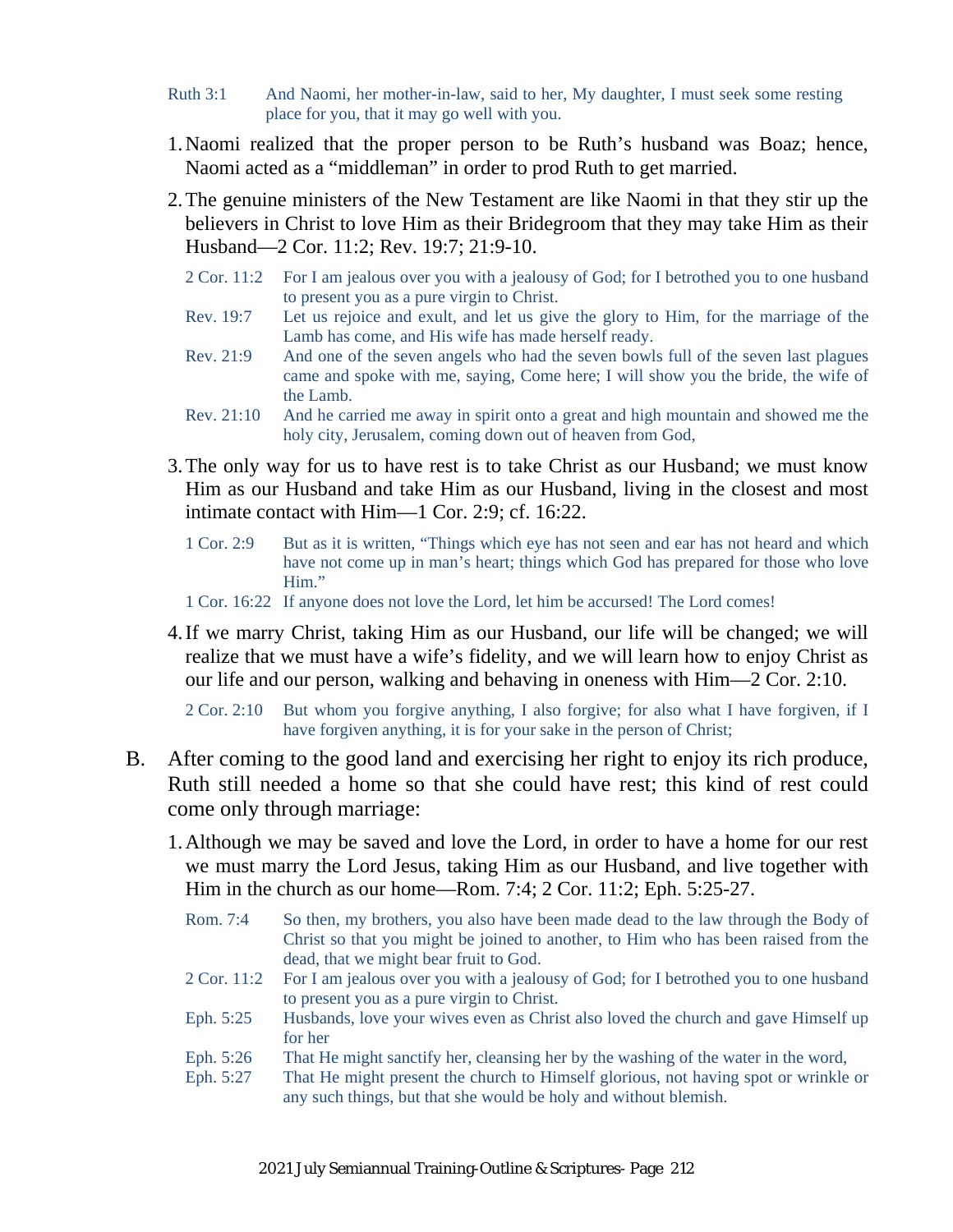Ruth 3:1 And Naomi, her mother-in-law, said to her, My daughter, I must seek some resting place for you, that it may go well with you.

1. Naomi realized that the proper person to be Ruth's husband was Boaz; hence, Naomi acted as a "middleman" in order to prod Ruth to get married.

2. The genuine ministers of the New Testament are like Naomi in that they stir up the believers in Christ to love Him as their Bridegroom that they may take Him as their Husband—2 Cor. 11:2; Rev. 19:7; 21:9-10.

   2 Cor. 11:2 For I am jealous over you with a jealousy of God; for I betrothed you to one husband to present you as a pure virgin to Christ.

   Rev. 19:7 Let us rejoice and exult, and let us give the glory to Him, for the marriage of the Lamb has come, and His wife has made herself ready.

   Rev. 21:9 And one of the seven angels who had the seven bowls full of the seven last plagues came and spoke with me, saying, Come here; I will show you the bride, the wife of the Lamb.

   Rev. 21:10 And he carried me away in spirit onto a great and high mountain and showed me the holy city, Jerusalem, coming down out of heaven from God,

3. The only way for us to have rest is to take Christ as our Husband; we must know Him as our Husband and take Him as our Husband, living in the closest and most intimate contact with Him—1 Cor. 2:9; cf. 16:22.

   1 Cor. 2:9 But as it is written, "Things which eye has not seen and ear has not heard and which have not come up in man's heart; things which God has prepared for those who love Him."

   1 Cor. 16:22 If anyone does not love the Lord, let him be accursed! The Lord comes!

4. If we marry Christ, taking Him as our Husband, our life will be changed; we will realize that we must have a wife's fidelity, and we will learn how to enjoy Christ as our life and our person, walking and behaving in oneness with Him—2 Cor. 2:10.

   2 Cor. 2:10 But whom you forgive anything, I also forgive; for also what I have forgiven, if I have forgiven anything, it is for your sake in the person of Christ;

B. After coming to the good land and exercising her right to enjoy its rich produce, Ruth still needed a home so that she could have rest; this kind of rest could come only through marriage:

1. Although we may be saved and love the Lord, in order to have a home for our rest we must marry the Lord Jesus, taking Him as our Husband, and live together with Him in the church as our home—Rom. 7:4; 2 Cor. 11:2; Eph. 5:25-27.

   Rom. 7:4 So then, my brothers, you also have been made dead to the law through the Body of Christ so that you might be joined to another, to Him who has been raised from the dead, that we might bear fruit to God.

   2 Cor. 11:2 For I am jealous over you with a jealousy of God; for I betrothed you to one husband to present you as a pure virgin to Christ.

   Eph. 5:25 Husbands, love your wives even as Christ also loved the church and gave Himself up for her

   Eph. 5:26 That He might sanctify her, cleansing her by the washing of the water in the word,

   Eph. 5:27 That He might present the church to Himself glorious, not having spot or wrinkle or any such things, but that she would be holy and without blemish.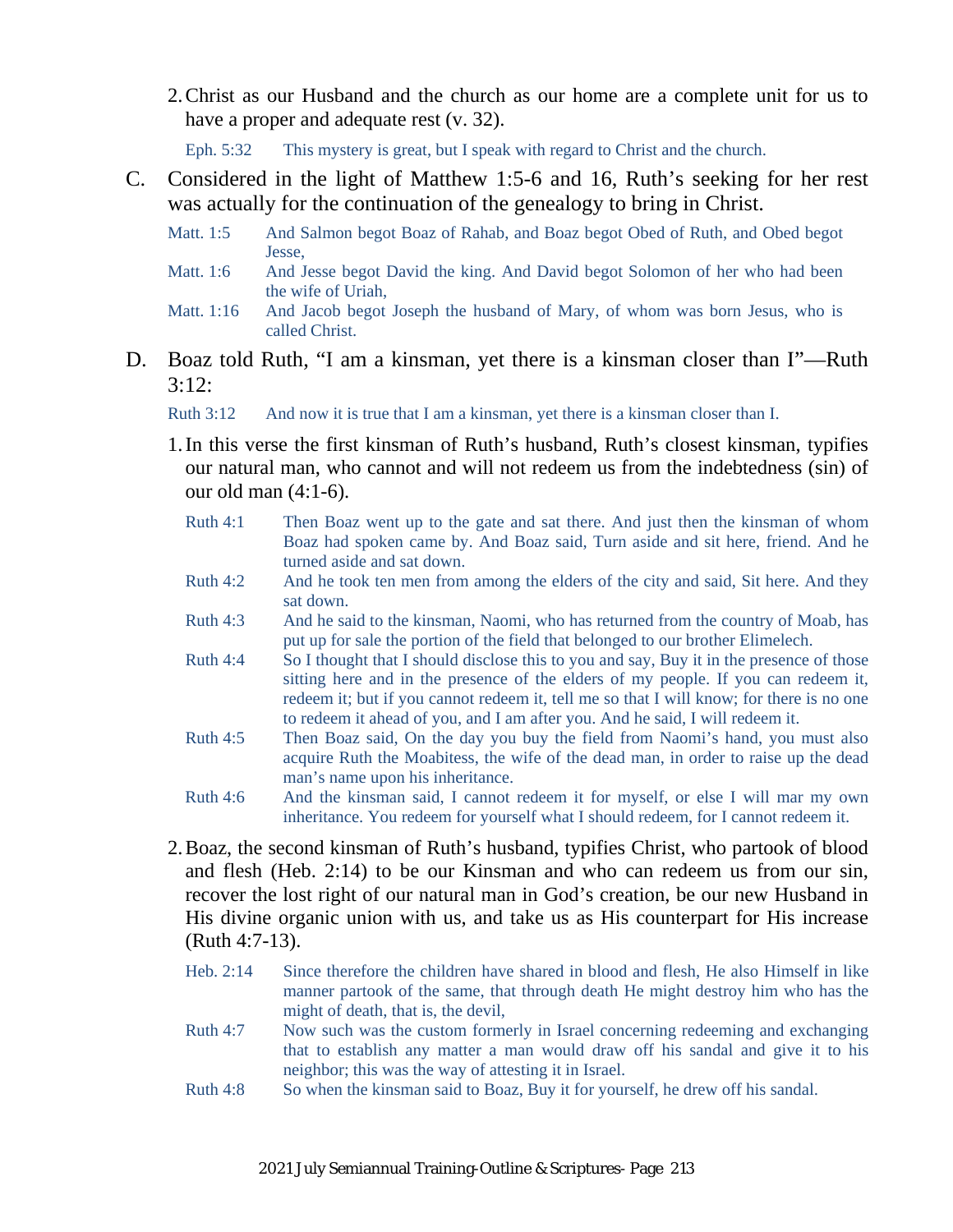2. Christ as our Husband and the church as our home are a complete unit for us to have a proper and adequate rest (v. 32).

   Eph. 5:32 This mystery is great, but I speak with regard to Christ and the church.

C. Considered in the light of Matthew 1:5-6 and 16, Ruth's seeking for her rest was actually for the continuation of the genealogy to bring in Christ.

   Matt. 1:5 And Salmon begot Boaz of Rahab, and Boaz begot Obed of Ruth, and Obed begot Jesse,
   
   Matt. 1:6 And Jesse begot David the king. And David begot Solomon of her who had been the wife of Uriah,
   
   Matt. 1:16 And Jacob begot Joseph the husband of Mary, of whom was born Jesus, who is called Christ.

D. Boaz told Ruth, "I am a kinsman, yet there is a kinsman closer than I"—Ruth 3:12:

   Ruth 3:12 And now it is true that I am a kinsman, yet there is a kinsman closer than I.

1. In this verse the first kinsman of Ruth's husband, Ruth's closest kinsman, typifies our natural man, who cannot and will not redeem us from the indebtedness (sin) of our old man (4:1-6).

   Ruth 4:1 Then Boaz went up to the gate and sat there. And just then the kinsman of whom Boaz had spoken came by. And Boaz said, Turn aside and sit here, friend. And he turned aside and sat down.
   
   Ruth 4:2 And he took ten men from among the elders of the city and said, Sit here. And they sat down.
   
   Ruth 4:3 And he said to the kinsman, Naomi, who has returned from the country of Moab, has put up for sale the portion of the field that belonged to our brother Elimelech.
   
   Ruth 4:4 So I thought that I should disclose this to you and say, Buy it in the presence of those sitting here and in the presence of the elders of my people. If you can redeem it, redeem it; but if you cannot redeem it, tell me so that I will know; for there is no one to redeem it ahead of you, and I am after you. And he said, I will redeem it.
   
   Ruth 4:5 Then Boaz said, On the day you buy the field from Naomi's hand, you must also acquire Ruth the Moabitess, the wife of the dead man, in order to raise up the dead man's name upon his inheritance.
   
   Ruth 4:6 And the kinsman said, I cannot redeem it for myself, or else I will mar my own inheritance. You redeem for yourself what I should redeem, for I cannot redeem it.

2. Boaz, the second kinsman of Ruth's husband, typifies Christ, who partook of blood and flesh (Heb. 2:14) to be our Kinsman and who can redeem us from our sin, recover the lost right of our natural man in God's creation, be our new Husband in His divine organic union with us, and take us as His counterpart for His increase (Ruth 4:7-13).

   Heb. 2:14 Since therefore the children have shared in blood and flesh, He also Himself in like manner partook of the same, that through death He might destroy him who has the might of death, that is, the devil,
   
   Ruth 4:7 Now such was the custom formerly in Israel concerning redeeming and exchanging that to establish any matter a man would draw off his sandal and give it to his neighbor; this was the way of attesting it in Israel.
   
   Ruth 4:8 So when the kinsman said to Boaz, Buy it for yourself, he drew off his sandal.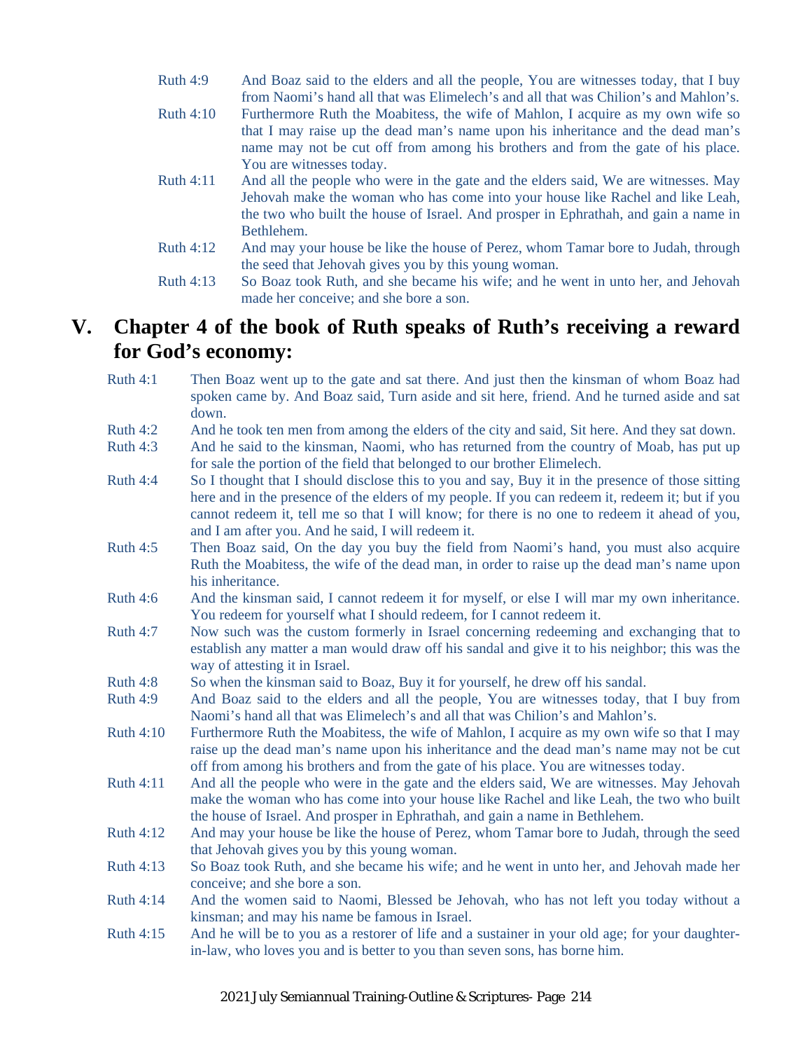Ruth 4:9 And Boaz said to the elders and all the people, You are witnesses today, that I buy from Naomi's hand all that was Elimelech's and all that was Chilion's and Mahlon's.

Ruth 4:10 Furthermore Ruth the Moabitess, the wife of Mahlon, I acquire as my own wife so that I may raise up the dead man's name upon his inheritance and the dead man's name may not be cut off from among his brothers and from the gate of his place. You are witnesses today.

Ruth 4:11 And all the people who were in the gate and the elders said, We are witnesses. May Jehovah make the woman who has come into your house like Rachel and like Leah, the two who built the house of Israel. And prosper in Ephrathah, and gain a name in Bethlehem.

Ruth 4:12 And may your house be like the house of Perez, whom Tamar bore to Judah, through the seed that Jehovah gives you by this young woman.

Ruth 4:13 So Boaz took Ruth, and she became his wife; and he went in unto her, and Jehovah made her conceive; and she bore a son.

## V. Chapter 4 of the book of Ruth speaks of Ruth's receiving a reward for God's economy:

Ruth 4:1 Then Boaz went up to the gate and sat there. And just then the kinsman of whom Boaz had spoken came by. And Boaz said, Turn aside and sit here, friend. And he turned aside and sat down.

Ruth 4:2 And he took ten men from among the elders of the city and said, Sit here. And they sat down.

Ruth 4:3 And he said to the kinsman, Naomi, who has returned from the country of Moab, has put up for sale the portion of the field that belonged to our brother Elimelech.

Ruth 4:4 So I thought that I should disclose this to you and say, Buy it in the presence of those sitting here and in the presence of the elders of my people. If you can redeem it, redeem it; but if you cannot redeem it, tell me so that I will know; for there is no one to redeem it ahead of you, and I am after you. And he said, I will redeem it.

Ruth 4:5 Then Boaz said, On the day you buy the field from Naomi's hand, you must also acquire Ruth the Moabitess, the wife of the dead man, in order to raise up the dead man's name upon his inheritance.

Ruth 4:6 And the kinsman said, I cannot redeem it for myself, or else I will mar my own inheritance. You redeem for yourself what I should redeem, for I cannot redeem it.

Ruth 4:7 Now such was the custom formerly in Israel concerning redeeming and exchanging that to establish any matter a man would draw off his sandal and give it to his neighbor; this was the way of attesting it in Israel.

Ruth 4:8 So when the kinsman said to Boaz, Buy it for yourself, he drew off his sandal.

Ruth 4:9 And Boaz said to the elders and all the people, You are witnesses today, that I buy from Naomi's hand all that was Elimelech's and all that was Chilion's and Mahlon's.

Ruth 4:10 Furthermore Ruth the Moabitess, the wife of Mahlon, I acquire as my own wife so that I may raise up the dead man's name upon his inheritance and the dead man's name may not be cut off from among his brothers and from the gate of his place. You are witnesses today.

Ruth 4:11 And all the people who were in the gate and the elders said, We are witnesses. May Jehovah make the woman who has come into your house like Rachel and like Leah, the two who built the house of Israel. And prosper in Ephrathah, and gain a name in Bethlehem.

Ruth 4:12 And may your house be like the house of Perez, whom Tamar bore to Judah, through the seed that Jehovah gives you by this young woman.

Ruth 4:13 So Boaz took Ruth, and she became his wife; and he went in unto her, and Jehovah made her conceive; and she bore a son.

Ruth 4:14 And the women said to Naomi, Blessed be Jehovah, who has not left you today without a kinsman; and may his name be famous in Israel.

Ruth 4:15 And he will be to you as a restorer of life and a sustainer in your old age; for your daughter-in-law, who loves you and is better to you than seven sons, has borne him.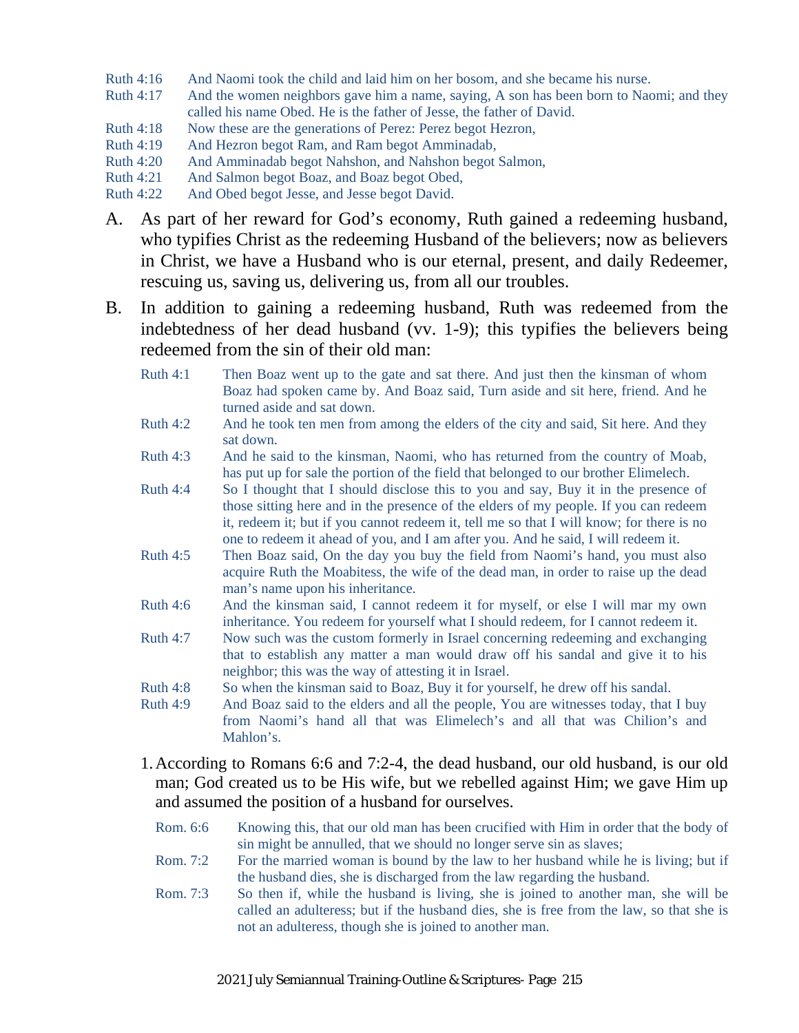Ruth 4:16 And Naomi took the child and laid him on her bosom, and she became his nurse.

Ruth 4:17 And the women neighbors gave him a name, saying, A son has been born to Naomi; and they called his name Obed. He is the father of Jesse, the father of David.

Ruth 4:18 Now these are the generations of Perez: Perez begot Hezron,

Ruth 4:19 And Hezron begot Ram, and Ram begot Amminadab,

Ruth 4:20 And Amminadab begot Nahshon, and Nahshon begot Salmon,

Ruth 4:21 And Salmon begot Boaz, and Boaz begot Obed,

Ruth 4:22 And Obed begot Jesse, and Jesse begot David.

A. As part of her reward for God's economy, Ruth gained a redeeming husband, who typifies Christ as the redeeming Husband of the believers; now as believers in Christ, we have a Husband who is our eternal, present, and daily Redeemer, rescuing us, saving us, delivering us, from all our troubles.

B. In addition to gaining a redeeming husband, Ruth was redeemed from the indebtedness of her dead husband (vv. 1-9); this typifies the believers being redeemed from the sin of their old man:

Ruth 4:1 Then Boaz went up to the gate and sat there. And just then the kinsman of whom Boaz had spoken came by. And Boaz said, Turn aside and sit here, friend. And he turned aside and sat down.

Ruth 4:2 And he took ten men from among the elders of the city and said, Sit here. And they sat down.

Ruth 4:3 And he said to the kinsman, Naomi, who has returned from the country of Moab, has put up for sale the portion of the field that belonged to our brother Elimelech.

Ruth 4:4 So I thought that I should disclose this to you and say, Buy it in the presence of those sitting here and in the presence of the elders of my people. If you can redeem it, redeem it; but if you cannot redeem it, tell me so that I will know; for there is no one to redeem it ahead of you, and I am after you. And he said, I will redeem it.

Ruth 4:5 Then Boaz said, On the day you buy the field from Naomi's hand, you must also acquire Ruth the Moabitess, the wife of the dead man, in order to raise up the dead man's name upon his inheritance.

Ruth 4:6 And the kinsman said, I cannot redeem it for myself, or else I will mar my own inheritance. You redeem for yourself what I should redeem, for I cannot redeem it.

Ruth 4:7 Now such was the custom formerly in Israel concerning redeeming and exchanging that to establish any matter a man would draw off his sandal and give it to his neighbor; this was the way of attesting it in Israel.

Ruth 4:8 So when the kinsman said to Boaz, Buy it for yourself, he drew off his sandal.

Ruth 4:9 And Boaz said to the elders and all the people, You are witnesses today, that I buy from Naomi's hand all that was Elimelech's and all that was Chilion's and Mahlon's.

1. According to Romans 6:6 and 7:2-4, the dead husband, our old husband, is our old man; God created us to be His wife, but we rebelled against Him; we gave Him up and assumed the position of a husband for ourselves.

Rom. 6:6 Knowing this, that our old man has been crucified with Him in order that the body of sin might be annulled, that we should no longer serve sin as slaves;

Rom. 7:2 For the married woman is bound by the law to her husband while he is living; but if the husband dies, she is discharged from the law regarding the husband.

Rom. 7:3 So then if, while the husband is living, she is joined to another man, she will be called an adulteress; but if the husband dies, she is free from the law, so that she is not an adulteress, though she is joined to another man.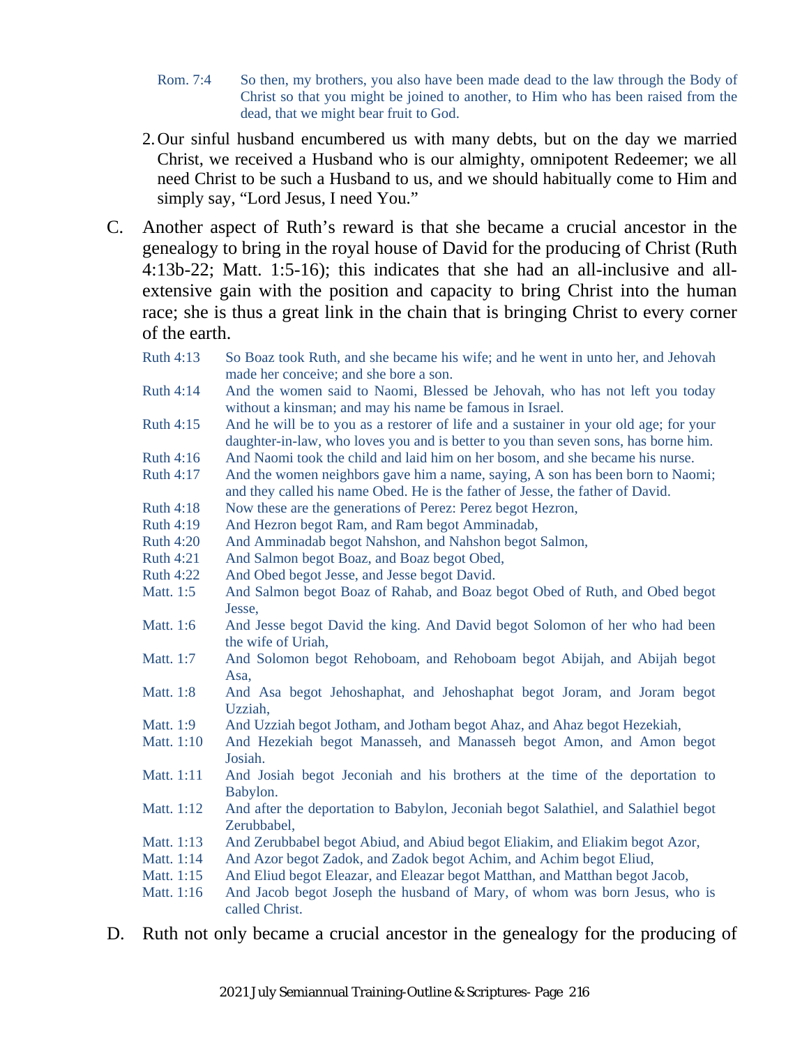| | |
|---|---|
| Rom. 7:4 | So then, my brothers, you also have been made dead to the law through the Body of Christ so that you might be joined to another, to Him who has been raised from the dead, that we might bear fruit to God. |

2. Our sinful husband encumbered us with many debts, but on the day we married Christ, we received a Husband who is our almighty, omnipotent Redeemer; we all need Christ to be such a Husband to us, and we should habitually come to Him and simply say, "Lord Jesus, I need You."

C. Another aspect of Ruth's reward is that she became a crucial ancestor in the genealogy to bring in the royal house of David for the producing of Christ (Ruth 4:13b-22; Matt. 1:5-16); this indicates that she had an all-inclusive and all-extensive gain with the position and capacity to bring Christ into the human race; she is thus a great link in the chain that is bringing Christ to every corner of the earth.

| | |
|---|---|
| Ruth 4:13 | So Boaz took Ruth, and she became his wife; and he went in unto her, and Jehovah made her conceive; and she bore a son. |
| Ruth 4:14 | And the women said to Naomi, Blessed be Jehovah, who has not left you today without a kinsman; and may his name be famous in Israel. |
| Ruth 4:15 | And he will be to you as a restorer of life and a sustainer in your old age; for your daughter-in-law, who loves you and is better to you than seven sons, has borne him. |
| Ruth 4:16 | And Naomi took the child and laid him on her bosom, and she became his nurse. |
| Ruth 4:17 | And the women neighbors gave him a name, saying, A son has been born to Naomi; and they called his name Obed. He is the father of Jesse, the father of David. |
| Ruth 4:18 | Now these are the generations of Perez: Perez begot Hezron, |
| Ruth 4:19 | And Hezron begot Ram, and Ram begot Amminadab, |
| Ruth 4:20 | And Amminadab begot Nahshon, and Nahshon begot Salmon, |
| Ruth 4:21 | And Salmon begot Boaz, and Boaz begot Obed, |
| Ruth 4:22 | And Obed begot Jesse, and Jesse begot David. |
| Matt. 1:5 | And Salmon begot Boaz of Rahab, and Boaz begot Obed of Ruth, and Obed begot Jesse, |
| Matt. 1:6 | And Jesse begot David the king. And David begot Solomon of her who had been the wife of Uriah, |
| Matt. 1:7 | And Solomon begot Rehoboam, and Rehoboam begot Abijah, and Abijah begot Asa, |
| Matt. 1:8 | And Asa begot Jehoshaphat, and Jehoshaphat begot Joram, and Joram begot Uzziah, |
| Matt. 1:9 | And Uzziah begot Jotham, and Jotham begot Ahaz, and Ahaz begot Hezekiah, |
| Matt. 1:10 | And Hezekiah begot Manasseh, and Manasseh begot Amon, and Amon begot Josiah. |
| Matt. 1:11 | And Josiah begot Jeconiah and his brothers at the time of the deportation to Babylon. |
| Matt. 1:12 | And after the deportation to Babylon, Jeconiah begot Salathiel, and Salathiel begot Zerubbabel, |
| Matt. 1:13 | And Zerubbabel begot Abiud, and Abiud begot Eliakim, and Eliakim begot Azor, |
| Matt. 1:14 | And Azor begot Zadok, and Zadok begot Achim, and Achim begot Eliud, |
| Matt. 1:15 | And Eliud begot Eleazar, and Eleazar begot Matthan, and Matthan begot Jacob, |
| Matt. 1:16 | And Jacob begot Joseph the husband of Mary, of whom was born Jesus, who is called Christ. |

D. Ruth not only became a crucial ancestor in the genealogy for the producing of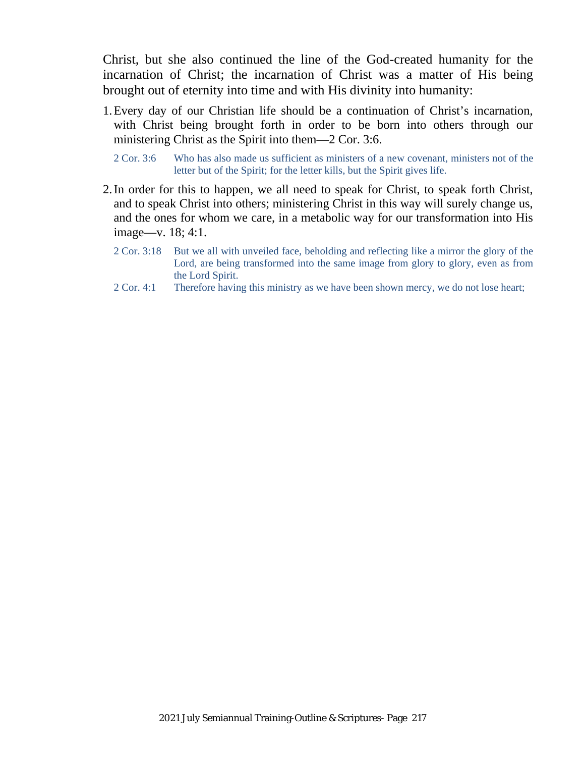Christ, but she also continued the line of the God-created humanity for the incarnation of Christ; the incarnation of Christ was a matter of His being brought out of eternity into time and with His divinity into humanity:

1. Every day of our Christian life should be a continuation of Christ's incarnation, with Christ being brought forth in order to be born into others through our ministering Christ as the Spirit into them—2 Cor. 3:6.

   2 Cor. 3:6 Who has also made us sufficient as ministers of a new covenant, ministers not of the letter but of the Spirit; for the letter kills, but the Spirit gives life.

2. In order for this to happen, we all need to speak for Christ, to speak forth Christ, and to speak Christ into others; ministering Christ in this way will surely change us, and the ones for whom we care, in a metabolic way for our transformation into His image—v. 18; 4:1.

   2 Cor. 3:18 But we all with unveiled face, beholding and reflecting like a mirror the glory of the Lord, are being transformed into the same image from glory to glory, even as from the Lord Spirit.

   2 Cor. 4:1 Therefore having this ministry as we have been shown mercy, we do not lose heart;